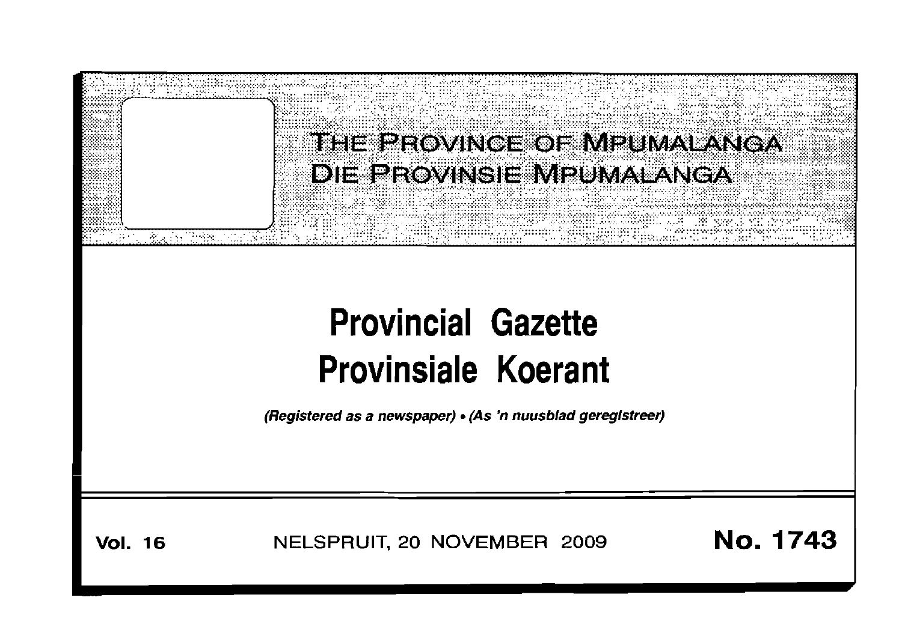THE PROVINCE OF MPUMALANGA
DIE PROVINSIE MPUMALANGA

# Provincial Gazette
# Provinsiale Koerant

*(Registered as a newspaper) • (As 'n nuusblad geregistreer)*

**Vol. 16** NELSPRUIT, 20 NOVEMBER 2009 **No. 1743**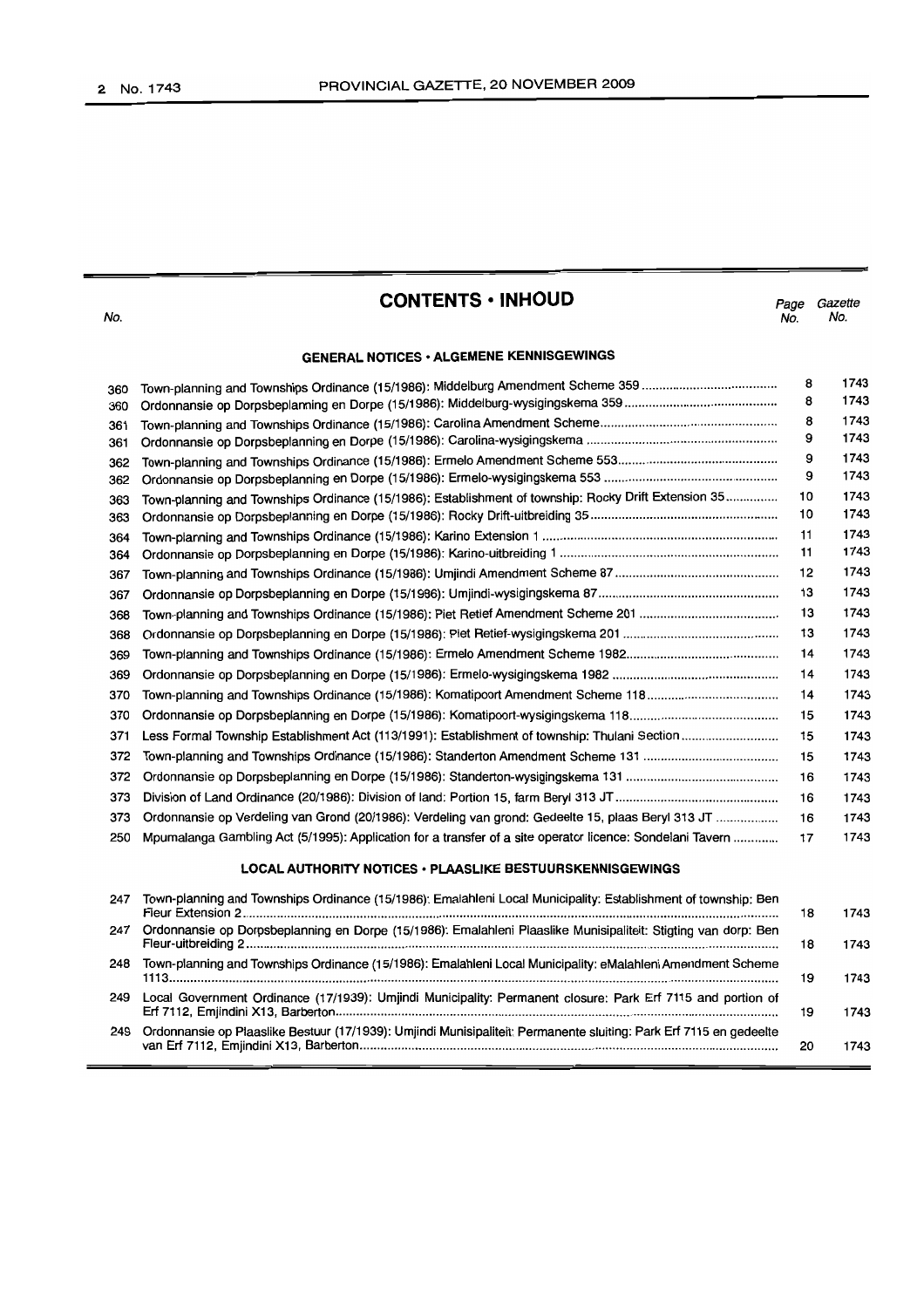# CONTENTS • INHOUD

| No. | | Page No. | Gazette No. |
|---|---|---|---|
| | **GENERAL NOTICES • ALGEMENE KENNISGEWINGS** | | |
| 360 | Town-planning and Townships Ordinance (15/1986): Middelburg Amendment Scheme 359 | 8 | 1743 |
| 360 | Ordonnansie op Dorpsbeplanning en Dorpe (15/1986): Middelburg-wysigingskema 359 | 8 | 1743 |
| 361 | Town-planning and Townships Ordinance (15/1986): Carolina Amendment Scheme | 8 | 1743 |
| 361 | Ordonnansie op Dorpsbeplanning en Dorpe (15/1986): Carolina-wysigingskema | 9 | 1743 |
| 362 | Town-planning and Townships Ordinance (15/1986): Ermelo Amendment Scheme 553 | 9 | 1743 |
| 362 | Ordonnansie op Dorpsbeplanning en Dorpe (15/1986): Ermelo-wysigingskema 553 | 9 | 1743 |
| 363 | Town-planning and Townships Ordinance (15/1986): Establishment of township: Rocky Drift Extension 35 | 10 | 1743 |
| 363 | Ordonnansie op Dorpsbeplanning en Dorpe (15/1986): Rocky Drift-uitbreiding 35 | 10 | 1743 |
| 364 | Town-planning and Townships Ordinance (15/1986): Karino Extension 1 | 11 | 1743 |
| 364 | Ordonnansie op Dorpsbeplanning en Dorpe (15/1986): Karino-uitbreiding 1 | 11 | 1743 |
| 367 | Town-planning and Townships Ordinance (15/1986): Umjindi Amendment Scheme 87 | 12 | 1743 |
| 367 | Ordonnansie op Dorpsbeplanning en Dorpe (15/1986): Umjindi-wysigingskema 87 | 13 | 1743 |
| 368 | Town-planning and Townships Ordinance (15/1986): Piet Retief Amendment Scheme 201 | 13 | 1743 |
| 368 | Ordonnansie op Dorpsbeplanning en Dorpe (15/1986): Piet Retief-wysigingskema 201 | 13 | 1743 |
| 369 | Town-planning and Townships Ordinance (15/1986): Ermelo Amendment Scheme 1982 | 14 | 1743 |
| 369 | Ordonnansie op Dorpsbeplanning en Dorpe (15/1986): Ermelo-wysigingskema 1982 | 14 | 1743 |
| 370 | Town-planning and Townships Ordinance (15/1986): Komatipoort Amendment Scheme 118 | 14 | 1743 |
| 370 | Ordonnansie op Dorpsbeplanning en Dorpe (15/1986): Komatipoort-wysigingskema 118 | 15 | 1743 |
| 371 | Less Formal Township Establishment Act (113/1991): Establishment of township: Thulani Section | 15 | 1743 |
| 372 | Town-planning and Townships Ordinance (15/1986): Standerton Amendment Scheme 131 | 15 | 1743 |
| 372 | Ordonnansie op Dorpsbeplanning en Dorpe (15/1986): Standerton-wysigingskema 131 | 16 | 1743 |
| 373 | Division of Land Ordinance (20/1986): Division of land: Portion 15, farm Beryl 313 JT | 16 | 1743 |
| 373 | Ordonnansie op Verdeling van Grond (20/1986): Verdeling van grond: Gedeelte 15, plaas Beryl 313 JT | 16 | 1743 |
| 250 | Mpumalanga Gambling Act (5/1995): Application for a transfer of a site operator licence: Sondelani Tavern | 17 | 1743 |
| | **LOCAL AUTHORITY NOTICES • PLAASLIKE BESTUURSKENNISGEWINGS** | | |
| 247 | Town-planning and Townships Ordinance (15/1986): Emalahleni Local Municipality: Establishment of township: Ben Fleur Extension 2 | 18 | 1743 |
| 247 | Ordonnansie op Dorpsbeplanning en Dorpe (15/1986): Emalahleni Plaaslike Munisipaliteit: Stigting van dorp: Ben Fleur-uitbreiding 2 | 18 | 1743 |
| 248 | Town-planning and Townships Ordinance (15/1986): Emalahleni Local Municipality: eMalahleni Amendment Scheme 1113 | 19 | 1743 |
| 249 | Local Government Ordinance (17/1939): Umjindi Municipality: Permanent closure: Park Erf 7115 and portion of Erf 7112, Emjindini X13, Barberton | 19 | 1743 |
| 249 | Ordonnansie op Plaaslike Bestuur (17/1939): Umjindi Munisipaliteit: Permanente sluiting: Park Erf 7115 en gedeelte van Erf 7112, Emjindini X13, Barberton | 20 | 1743 |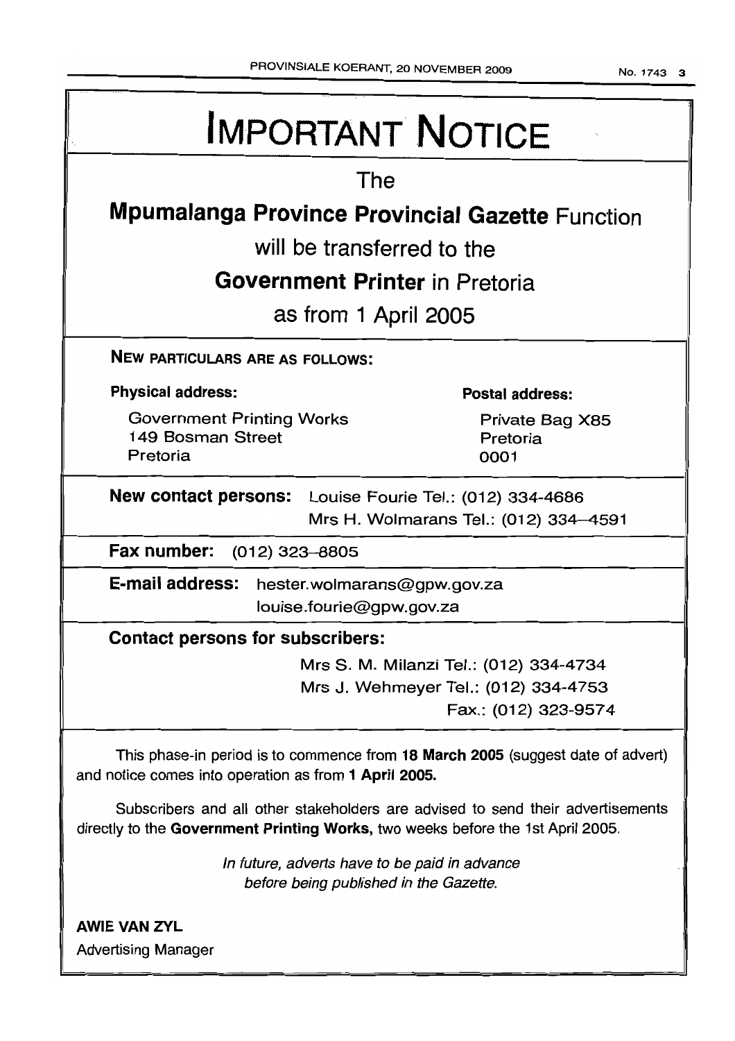# IMPORTANT NOTICE

The

**Mpumalanga Province Provincial Gazette** Function

will be transferred to the

**Government Printer** in Pretoria

as from 1 April 2005

**NEW PARTICULARS ARE AS FOLLOWS:**

**Physical address:**

Government Printing Works
149 Bosman Street
Pretoria

**Postal address:**

Private Bag X85
Pretoria
0001

**New contact persons:** Louise Fourie Tel.: (012) 334-4686
Mrs H. Wolmarans Tel.: (012) 334-4591

**Fax number:** (012) 323-8805

**E-mail address:** hester.wolmarans@gpw.gov.za
louise.fourie@gpw.gov.za

**Contact persons for subscribers:**

Mrs S. M. Milanzi Tel.: (012) 334-4734
Mrs J. Wehmeyer Tel.: (012) 334-4753
Fax.: (012) 323-9574

This phase-in period is to commence from **18 March 2005** (suggest date of advert) and notice comes into operation as from **1 April 2005.**

Subscribers and all other stakeholders are advised to send their advertisements directly to the **Government Printing Works,** two weeks before the 1st April 2005.

*In future, adverts have to be paid in advance before being published in the Gazette.*

**AWIE VAN ZYL**
Advertising Manager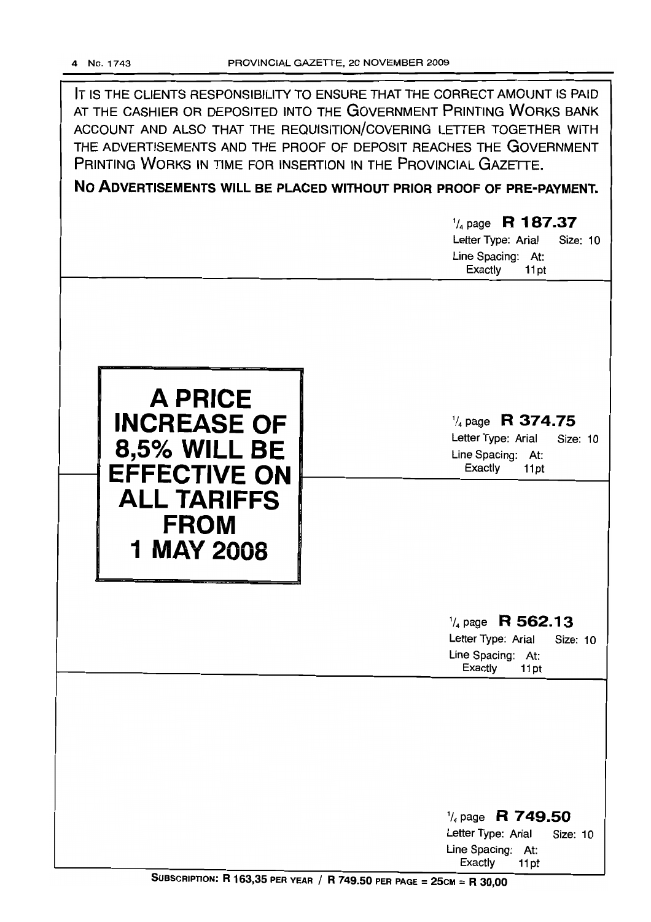IT IS THE CLIENTS RESPONSIBILITY TO ENSURE THAT THE CORRECT AMOUNT IS PAID AT THE CASHIER OR DEPOSITED INTO THE GOVERNMENT PRINTING WORKS BANK ACCOUNT AND ALSO THAT THE REQUISITION/COVERING LETTER TOGETHER WITH THE ADVERTISEMENTS AND THE PROOF OF DEPOSIT REACHES THE GOVERNMENT PRINTING WORKS IN TIME FOR INSERTION IN THE PROVINCIAL GAZETTE.

**NO ADVERTISEMENTS WILL BE PLACED WITHOUT PRIOR PROOF OF PRE-PAYMENT.**

¼ page **R 187.37**
Letter Type: Arial Size: 10
Line Spacing: At: Exactly 11pt

**A PRICE INCREASE OF 8,5% WILL BE EFFECTIVE ON ALL TARIFFS FROM 1 MAY 2008**

¼ page **R 374.75**
Letter Type: Arial Size: 10
Line Spacing: At: Exactly 11pt

¼ page **R 562.13**
Letter Type: Arial Size: 10
Line Spacing: At: Exactly 11pt

¼ page **R 749.50**
Letter Type: Arial Size: 10
Line Spacing: At: Exactly 11pt

**SUBSCRIPTION: R 163,35 PER YEAR / R 749.50 PER PAGE = 25CM = R 30,00**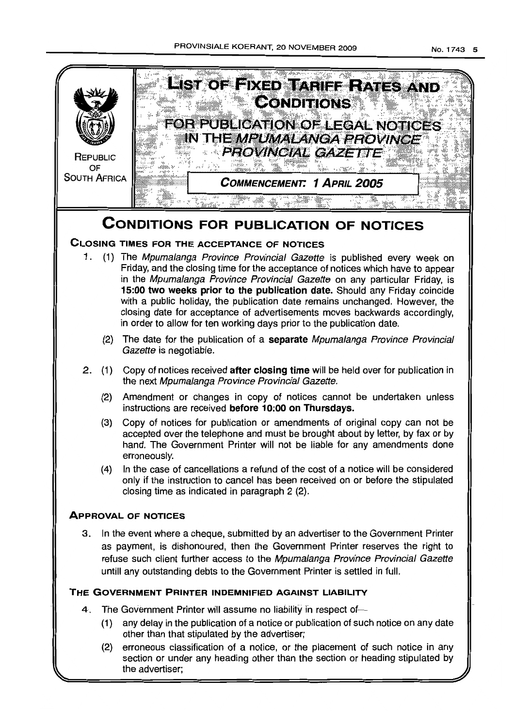REPUBLIC OF SOUTH AFRICA

# LIST OF FIXED TARIFF RATES AND CONDITIONS

## FOR PUBLICATION OF LEGAL NOTICES IN THE *MPUMALANGA PROVINCE PROVINCIAL GAZETTE*

***COMMENCEMENT: 1 APRIL 2005***

# CONDITIONS FOR PUBLICATION OF NOTICES

## CLOSING TIMES FOR THE ACCEPTANCE OF NOTICES

1. (1) The *Mpumalanga Province Provincial Gazette* is published every week on Friday, and the closing time for the acceptance of notices which have to appear in the *Mpumalanga Province Provincial Gazette* on any particular Friday, is **15:00 two weeks prior to the publication date.** Should any Friday coincide with a public holiday, the publication date remains unchanged. However, the closing date for acceptance of advertisements moves backwards accordingly, in order to allow for ten working days prior to the publication date.

   (2) The date for the publication of a **separate** *Mpumalanga Province Provincial Gazette* is negotiable.

2. (1) Copy of notices received **after closing time** will be held over for publication in the next *Mpumalanga Province Provincial Gazette.*

   (2) Amendment or changes in copy of notices cannot be undertaken unless instructions are received **before 10:00 on Thursdays.**

   (3) Copy of notices for publication or amendments of original copy can not be accepted over the telephone and must be brought about by letter, by fax or by hand. The Government Printer will not be liable for any amendments done erroneously.

   (4) In the case of cancellations a refund of the cost of a notice will be considered only if the instruction to cancel has been received on or before the stipulated closing time as indicated in paragraph 2 (2).

## APPROVAL OF NOTICES

3. In the event where a cheque, submitted by an advertiser to the Government Printer as payment, is dishonoured, then the Government Printer reserves the right to refuse such client further access to the *Mpumalanga Province Provincial Gazette* untill any outstanding debts to the Government Printer is settled in full.

## THE GOVERNMENT PRINTER INDEMNIFIED AGAINST LIABILITY

4. The Government Printer will assume no liability in respect of—

   (1) any delay in the publication of a notice or publication of such notice on any date other than that stipulated by the advertiser;

   (2) erroneous classification of a notice, or the placement of such notice in any section or under any heading other than the section or heading stipulated by the advertiser;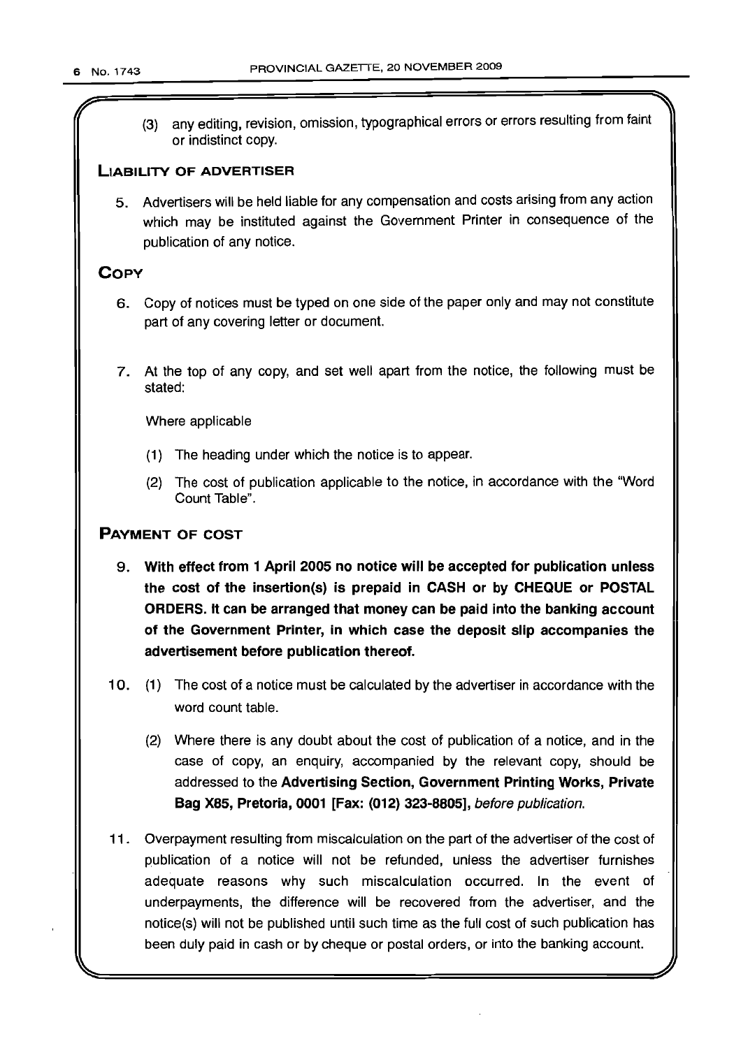(3) any editing, revision, omission, typographical errors or errors resulting from faint or indistinct copy.

## LIABILITY OF ADVERTISER

5. Advertisers will be held liable for any compensation and costs arising from any action which may be instituted against the Government Printer in consequence of the publication of any notice.

## COPY

6. Copy of notices must be typed on one side of the paper only and may not constitute part of any covering letter or document.

7. At the top of any copy, and set well apart from the notice, the following must be stated:

   Where applicable

   (1) The heading under which the notice is to appear.

   (2) The cost of publication applicable to the notice, in accordance with the "Word Count Table".

## PAYMENT OF COST

9. **With effect from 1 April 2005 no notice will be accepted for publication unless the cost of the insertion(s) is prepaid in CASH or by CHEQUE or POSTAL ORDERS. It can be arranged that money can be paid into the banking account of the Government Printer, in which case the deposit slip accompanies the advertisement before publication thereof.**

10. (1) The cost of a notice must be calculated by the advertiser in accordance with the word count table.

    (2) Where there is any doubt about the cost of publication of a notice, and in the case of copy, an enquiry, accompanied by the relevant copy, should be addressed to the **Advertising Section, Government Printing Works, Private Bag X85, Pretoria, 0001 [Fax: (012) 323-8805],** *before publication.*

11. Overpayment resulting from miscalculation on the part of the advertiser of the cost of publication of a notice will not be refunded, unless the advertiser furnishes adequate reasons why such miscalculation occurred. In the event of underpayments, the difference will be recovered from the advertiser, and the notice(s) will not be published until such time as the full cost of such publication has been duly paid in cash or by cheque or postal orders, or into the banking account.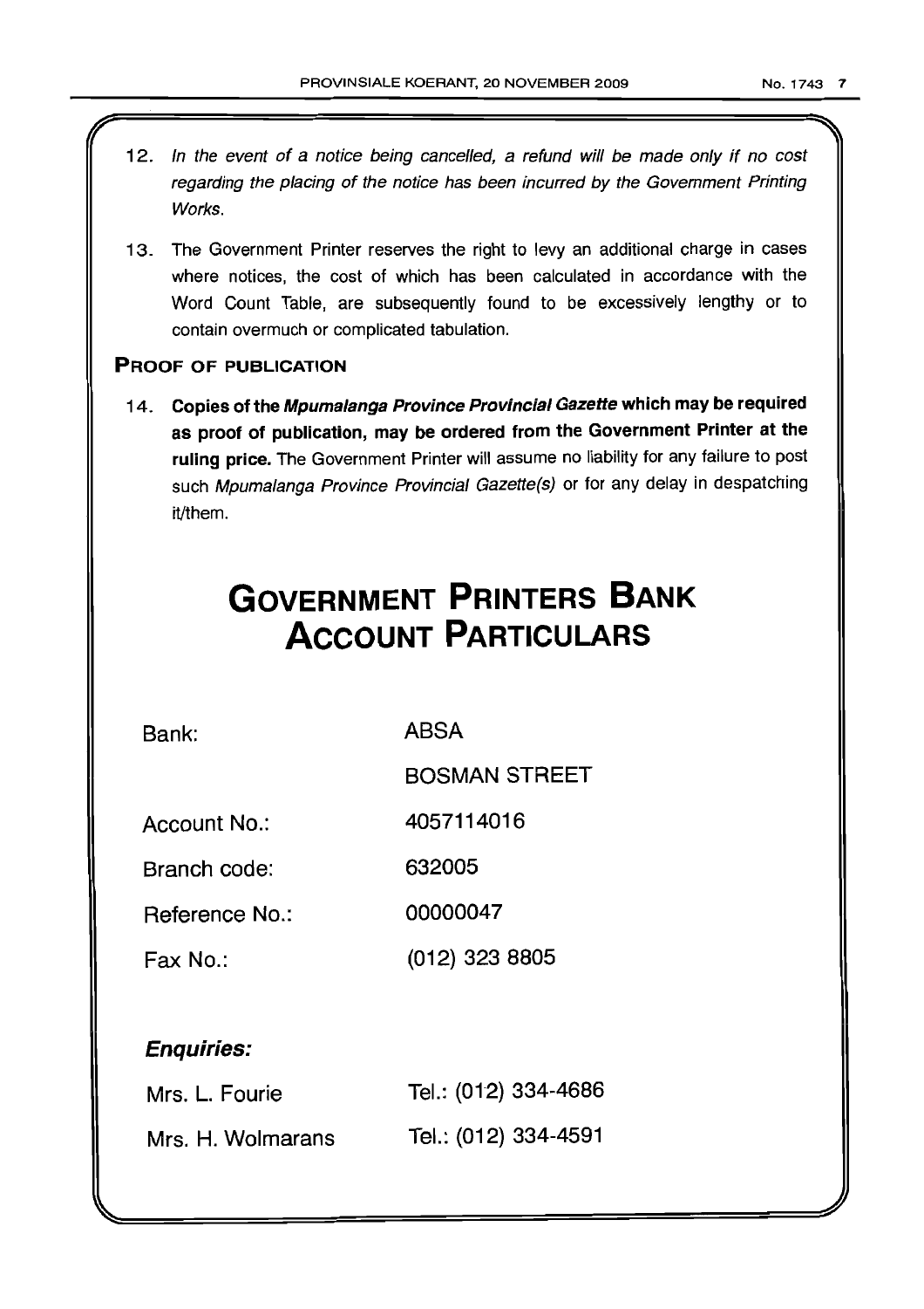12. *In the event of a notice being cancelled, a refund will be made only if no cost regarding the placing of the notice has been incurred by the Government Printing Works.*

13. The Government Printer reserves the right to levy an additional charge in cases where notices, the cost of which has been calculated in accordance with the Word Count Table, are subsequently found to be excessively lengthy or to contain overmuch or complicated tabulation.

### PROOF OF PUBLICATION

14. **Copies of the *Mpumalanga Province Provincial Gazette* which may be required as proof of publication, may be ordered from the Government Printer at the ruling price.** The Government Printer will assume no liability for any failure to post such *Mpumalanga Province Provincial Gazette(s)* or for any delay in despatching it/them.

# GOVERNMENT PRINTERS BANK ACCOUNT PARTICULARS

| | |
|---|---|
| Bank: | ABSA |
| | BOSMAN STREET |
| Account No.: | 4057114016 |
| Branch code: | 632005 |
| Reference No.: | 00000047 |
| Fax No.: | (012) 323 8805 |

### *Enquiries:*

| | |
|---|---|
| Mrs. L. Fourie | Tel.: (012) 334-4686 |
| Mrs. H. Wolmarans | Tel.: (012) 334-4591 |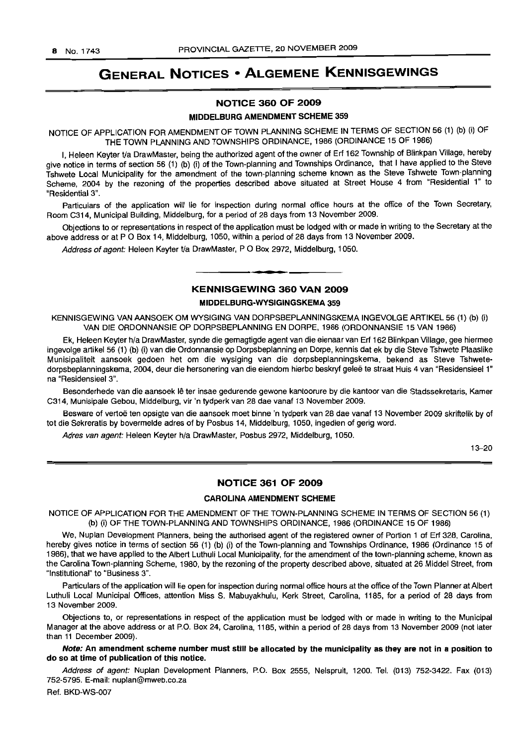# GENERAL NOTICES • ALGEMENE KENNISGEWINGS

## NOTICE 360 OF 2009

### MIDDELBURG AMENDMENT SCHEME 359

NOTICE OF APPLICATION FOR AMENDMENT OF TOWN PLANNING SCHEME IN TERMS OF SECTION 56 (1) (b) (i) OF THE TOWN PLANNING AND TOWNSHIPS ORDINANCE, 1986 (ORDINANCE 15 OF 1986)

I, Heleen Keyter t/a DrawMaster, being the authorized agent of the owner of Erf 162 Township of Blinkpan Village, hereby give notice in terms of section 56 (1) (b) (i) of the Town-planning and Townships Ordinance, that I have applied to the Steve Tshwete Local Municipality for the amendment of the town-planning scheme known as the Steve Tshwete Town-planning Scheme, 2004 by the rezoning of the properties described above situated at Street House 4 from "Residential 1" to "Residential 3".

Particulars of the application will lie for inspection during normal office hours at the office of the Town Secretary, Room C314, Municipal Building, Middelburg, for a period of 28 days from 13 November 2009.

Objections to or representations in respect of the application must be lodged with or made in writing to the Secretary at the above address or at P O Box 14, Middelburg, 1050, within a period of 28 days from 13 November 2009.

*Address of agent:* Heleen Keyter t/a DrawMaster, P O Box 2972, Middelburg, 1050.

---

## KENNISGEWING 360 VAN 2009

### MIDDELBURG-WYSIGINGSKEMA 359

KENNISGEWING VAN AANSOEK OM WYSIGING VAN DORPSBEPLANNINGSKEMA INGEVOLGE ARTIKEL 56 (1) (b) (i) VAN DIE ORDONNANSIE OP DORPSBEPLANNING EN DORPE, 1986 (ORDONNANSIE 15 VAN 1986)

Ek, Heleen Keyter h/a DrawMaster, synde die gemagtigde agent van die eienaar van Erf 162 Blinkpan Village, gee hiermee ingevolge artikel 56 (1) (b) (i) van die Ordonnansie op Dorpsbeplanning en Dorpe, kennis dat ek by die Steve Tshwete Plaaslike Munisipaliteit aansoek gedoen het om die wysiging van die dorpsbeplanningskema, bekend as Steve Tshwete-dorpsbeplanningskema, 2004, deur die hersonering van die eiendom hierbo beskryf geleë te straat Huis 4 van "Residensieel 1" na "Residensieel 3".

Besonderhede van die aansoek lê ter insae gedurende gewone kantoorure by die kantoor van die Stadssekretaris, Kamer C314, Munisipale Gebou, Middelburg, vir 'n tydperk van 28 dae vanaf 13 November 2009.

Besware of vertoë ten opsigte van die aansoek moet binne 'n tydperk van 28 dae vanaf 13 November 2009 skriftelik by of tot die Sekreratis by bovermelde adres of by Posbus 14, Middelburg, 1050, ingedien of gerig word.

*Adres van agent:* Heleen Keyter h/a DrawMaster, Posbus 2972, Middelburg, 1050.

13–20

---

## NOTICE 361 OF 2009

### CAROLINA AMENDMENT SCHEME

NOTICE OF APPLICATION FOR THE AMENDMENT OF THE TOWN-PLANNING SCHEME IN TERMS OF SECTION 56 (1) (b) (i) OF THE TOWN-PLANNING AND TOWNSHIPS ORDINANCE, 1986 (ORDINANCE 15 OF 1986)

We, Nuplan Development Planners, being the authorised agent of the registered owner of Portion 1 of Erf 328, Carolina, hereby gives notice in terms of section 56 (1) (b) (i) of the Town-planning and Townships Ordinance, 1986 (Ordinance 15 of 1986), that we have applied to the Albert Luthuli Local Municipality, for the amendment of the town-planning scheme, known as the Carolina Town-planning Scheme, 1980, by the rezoning of the property described above, situated at 26 Middel Street, from "Institutional" to "Business 3".

Particulars of the application will lie open for inspection during normal office hours at the office of the Town Planner at Albert Luthuli Local Municipal Offices, attention Miss S. Mabuyakhulu, Kerk Street, Carolina, 1185, for a period of 28 days from 13 November 2009.

Objections to, or representations in respect of the application must be lodged with or made in writing to the Municipal Manager at the above address or at P.O. Box 24, Carolina, 1185, within a period of 28 days from 13 November 2009 (not later than 11 December 2009).

***Note:* An amendment scheme number must still be allocated by the municipality as they are not in a position to do so at time of publication of this notice.**

*Address of agent:* Nuplan Development Planners, P.O. Box 2555, Nelspruit, 1200. Tel. (013) 752-3422. Fax (013) 752-5795. E-mail: nuplan@mweb.co.za

Ref. BKD-WS-007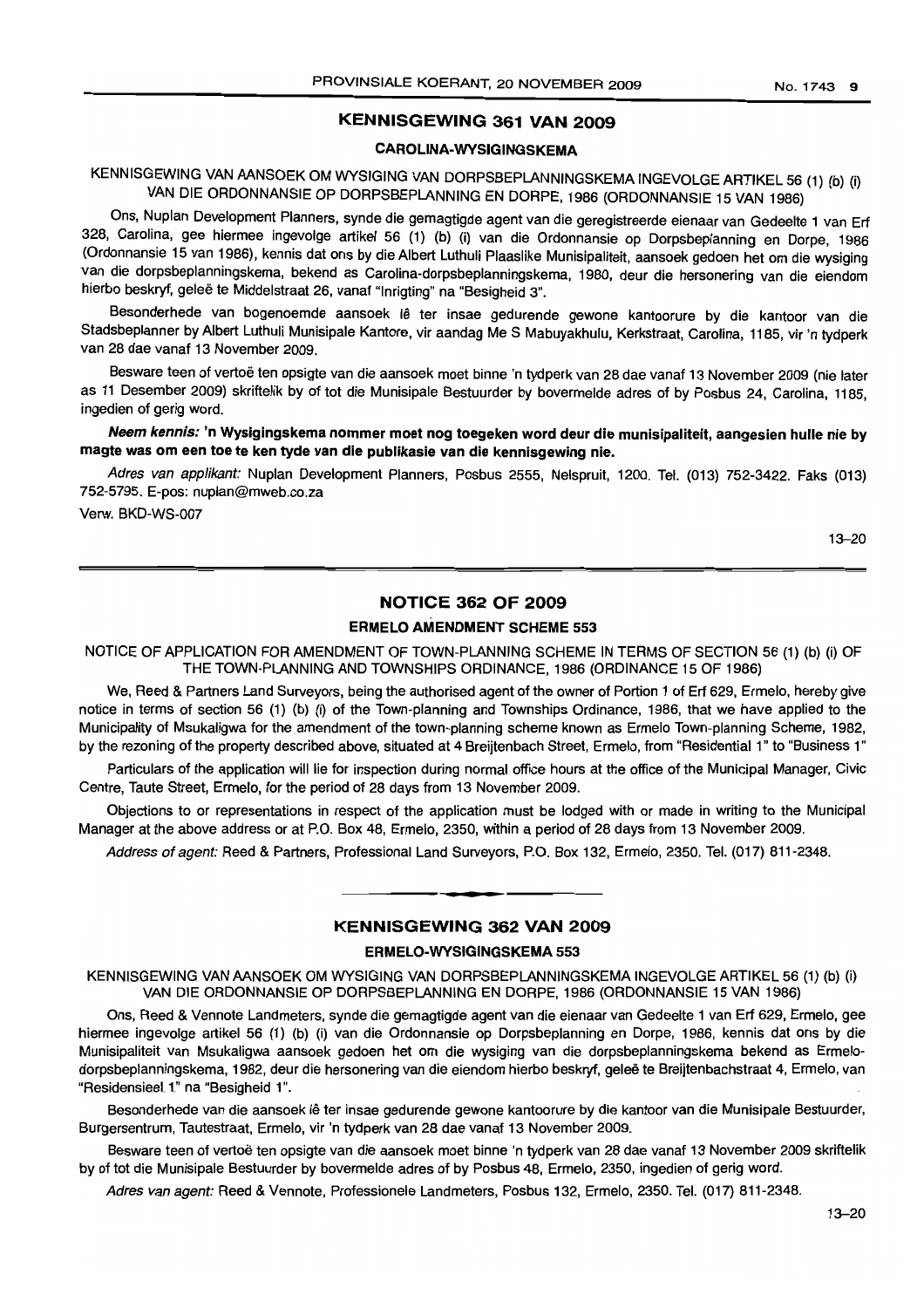## KENNISGEWING 361 VAN 2009

### CAROLINA-WYSIGINGSKEMA

KENNISGEWING VAN AANSOEK OM WYSIGING VAN DORPSBEPLANNINGSKEMA INGEVOLGE ARTIKEL 56 (1) (b) (i) VAN DIE ORDONNANSIE OP DORPSBEPLANNING EN DORPE, 1986 (ORDONNANSIE 15 VAN 1986)

Ons, Nuplan Development Planners, synde die gemagtigde agent van die geregistreerde eienaar van Gedeelte 1 van Erf 328, Carolina, gee hiermee ingevolge artikel 56 (1) (b) (i) van die Ordonnansie op Dorpsbeplanning en Dorpe, 1986 (Ordonnansie 15 van 1986), kennis dat ons by die Albert Luthuli Plaaslike Munisipaliteit, aansoek gedoen het om die wysiging van die dorpsbeplanningskema, bekend as Carolina-dorpsbeplanningskema, 1980, deur die hersonering van die eiendom hierbo beskryf, geleë te Middelstraat 26, vanaf "Inrigting" na "Besigheid 3".

Besonderhede van bogenoemde aansoek lê ter insae gedurende gewone kantoorure by die kantoor van die Stadsbeplanner by Albert Luthuli Munisipale Kantore, vir aandag Me S Mabuyakhulu, Kerkstraat, Carolina, 1185, vir 'n tydperk van 28 dae vanaf 13 November 2009.

Besware teen of vertoë ten opsigte van die aansoek moet binne 'n tydperk van 28 dae vanaf 13 November 2009 (nie later as 11 Desember 2009) skriftelik by of tot die Munisipale Bestuurder by bovermelde adres of by Posbus 24, Carolina, 1185, ingedien of gerig word.

***Neem kennis:* 'n Wysigingskema nommer moet nog toegeken word deur die munisipaliteit, aangesien hulle nie by magte was om een toe te ken tyde van die publikasie van die kennisgewing nie.**

*Adres van applikant:* Nuplan Development Planners, Posbus 2555, Nelspruit, 1200. Tel. (013) 752-3422. Faks (013) 752-5795. E-pos: nuplan@mweb.co.za

Verw. BKD-WS-007

13–20

---

## NOTICE 362 OF 2009

### ERMELO AMENDMENT SCHEME 553

NOTICE OF APPLICATION FOR AMENDMENT OF TOWN-PLANNING SCHEME IN TERMS OF SECTION 56 (1) (b) (i) OF THE TOWN-PLANNING AND TOWNSHIPS ORDINANCE, 1986 (ORDINANCE 15 OF 1986)

We, Reed & Partners Land Surveyors, being the authorised agent of the owner of Portion 1 of Erf 629, Ermelo, hereby give notice in terms of section 56 (1) (b) (i) of the Town-planning and Townships Ordinance, 1986, that we have applied to the Municipality of Msukaligwa for the amendment of the town-planning scheme known as Ermelo Town-planning Scheme, 1982, by the rezoning of the property described above, situated at 4 Breijtenbach Street, Ermelo, from "Residential 1" to "Business 1"

Particulars of the application will lie for inspection during normal office hours at the office of the Municipal Manager, Civic Centre, Taute Street, Ermelo, for the period of 28 days from 13 November 2009.

Objections to or representations in respect of the application must be lodged with or made in writing to the Municipal Manager at the above address or at P.O. Box 48, Ermelo, 2350, within a period of 28 days from 13 November 2009.

*Address of agent:* Reed & Partners, Professional Land Surveyors, P.O. Box 132, Ermelo, 2350. Tel. (017) 811-2348.

---

## KENNISGEWING 362 VAN 2009

### ERMELO-WYSIGINGSKEMA 553

KENNISGEWING VAN AANSOEK OM WYSIGING VAN DORPSBEPLANNINGSKEMA INGEVOLGE ARTIKEL 56 (1) (b) (i) VAN DIE ORDONNANSIE OP DORPSBEPLANNING EN DORPE, 1986 (ORDONNANSIE 15 VAN 1986)

Ons, Reed & Vennote Landmeters, synde die gemagtigde agent van die eienaar van Gedeelte 1 van Erf 629, Ermelo, gee hiermee ingevolge artikel 56 (1) (b) (i) van die Ordonnansie op Dorpsbeplanning en Dorpe, 1986, kennis dat ons by die Munisipaliteit van Msukaligwa aansoek gedoen het om die wysiging van die dorpsbeplanningskema bekend as Ermelo-dorpsbeplanningskema, 1982, deur die hersonering van die eiendom hierbo beskryf, geleë te Breijtenbachstraat 4, Ermelo, van "Residensieel 1" na "Besigheid 1".

Besonderhede van die aansoek lê ter insae gedurende gewone kantoorure by die kantoor van die Munisipale Bestuurder, Burgersentrum, Tautestraat, Ermelo, vir 'n tydperk van 28 dae vanaf 13 November 2009.

Besware teen of vertoë ten opsigte van die aansoek moet binne 'n tydperk van 28 dae vanaf 13 November 2009 skriftelik by of tot die Munisipale Bestuurder by bovermelde adres of by Posbus 48, Ermelo, 2350, ingedien of gerig word.

*Adres van agent:* Reed & Vennote, Professionele Landmeters, Posbus 132, Ermelo, 2350. Tel. (017) 811-2348.

13–20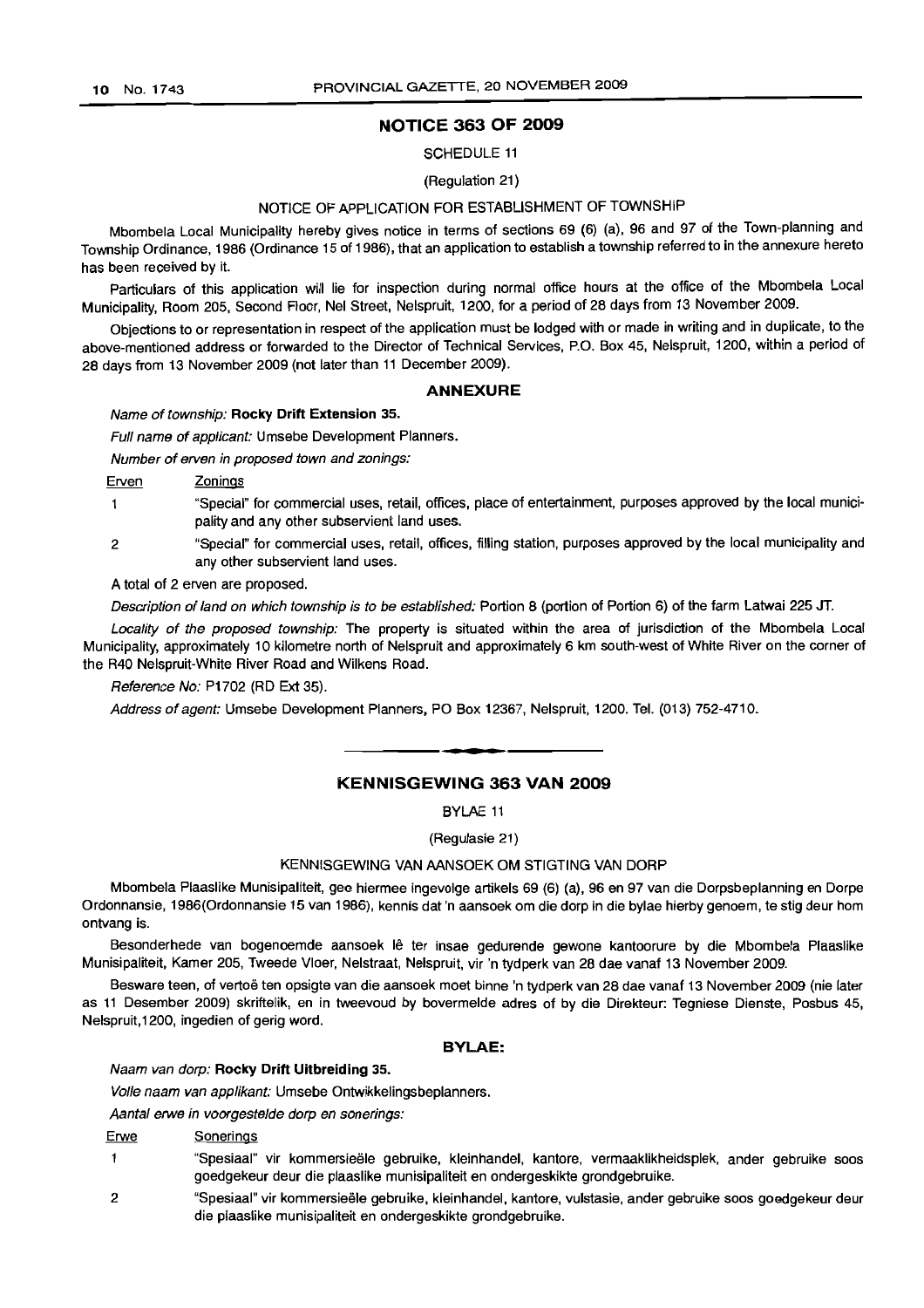## NOTICE 363 OF 2009

SCHEDULE 11

(Regulation 21)

NOTICE OF APPLICATION FOR ESTABLISHMENT OF TOWNSHIP

Mbombela Local Municipality hereby gives notice in terms of sections 69 (6) (a), 96 and 97 of the Town-planning and Township Ordinance, 1986 (Ordinance 15 of 1986), that an application to establish a township referred to in the annexure hereto has been received by it.

Particulars of this application will lie for inspection during normal office hours at the office of the Mbombela Local Municipality, Room 205, Second Floor, Nel Street, Nelspruit, 1200, for a period of 28 days from 13 November 2009.

Objections to or representation in respect of the application must be lodged with or made in writing and in duplicate, to the above-mentioned address or forwarded to the Director of Technical Services, P.O. Box 45, Nelspruit, 1200, within a period of 28 days from 13 November 2009 (not later than 11 December 2009).

### ANNEXURE

*Name of township:* **Rocky Drift Extension 35.**

*Full name of applicant:* Umsebe Development Planners.

*Number of erven in proposed town and zonings:*

| Erven | Zonings |
|---|---|
| 1 | "Special" for commercial uses, retail, offices, place of entertainment, purposes approved by the local municipality and any other subservient land uses. |
| 2 | "Special" for commercial uses, retail, offices, filling station, purposes approved by the local municipality and any other subservient land uses. |

A total of 2 erven are proposed.

*Description of land on which township is to be established:* Portion 8 (portion of Portion 6) of the farm Latwai 225 JT.

*Locality of the proposed township:* The property is situated within the area of jurisdiction of the Mbombela Local Municipality, approximately 10 kilometre north of Nelspruit and approximately 6 km south-west of White River on the corner of the R40 Nelspruit-White River Road and Wilkens Road.

*Reference No:* P1702 (RD Ext 35).

*Address of agent:* Umsebe Development Planners, PO Box 12367, Nelspruit, 1200. Tel. (013) 752-4710.

---

## KENNISGEWING 363 VAN 2009

BYLAE 11

(Regulasie 21)

KENNISGEWING VAN AANSOEK OM STIGTING VAN DORP

Mbombela Plaaslike Munisipaliteit, gee hiermee ingevolge artikels 69 (6) (a), 96 en 97 van die Dorpsbeplanning en Dorpe Ordonnansie, 1986(Ordonnansie 15 van 1986), kennis dat 'n aansoek om die dorp in die bylae hierby genoem, te stig deur hom ontvang is.

Besonderhede van bogenoemde aansoek lê ter insae gedurende gewone kantoorure by die Mbombela Plaaslike Munisipaliteit, Kamer 205, Tweede Vloer, Nelstraat, Nelspruit, vir 'n tydperk van 28 dae vanaf 13 November 2009.

Besware teen, of vertoë ten opsigte van die aansoek moet binne 'n tydperk van 28 dae vanaf 13 November 2009 (nie later as 11 Desember 2009) skriftelik, en in tweevoud by bovermelde adres of by die Direkteur: Tegniese Dienste, Posbus 45, Nelspruit,1200, ingedien of gerig word.

### BYLAE:

*Naam van dorp:* **Rocky Drift Uitbreiding 35.**

*Volle naam van applikant:* Umsebe Ontwikkelingsbeplanners.

*Aantal erwe in voorgestelde dorp en sonerings:*

| Erwe | Sonerings |
|---|---|
| 1 | "Spesiaal" vir kommersieële gebruike, kleinhandel, kantore, vermaaklikheidsplek, ander gebruike soos goedgekeur deur die plaaslike munisipaliteit en ondergeskikte grondgebruike. |
| 2 | "Spesiaal" vir kommersieële gebruike, kleinhandel, kantore, vulstasie, ander gebruike soos goedgekeur deur die plaaslike munisipaliteit en ondergeskikte grondgebruike. |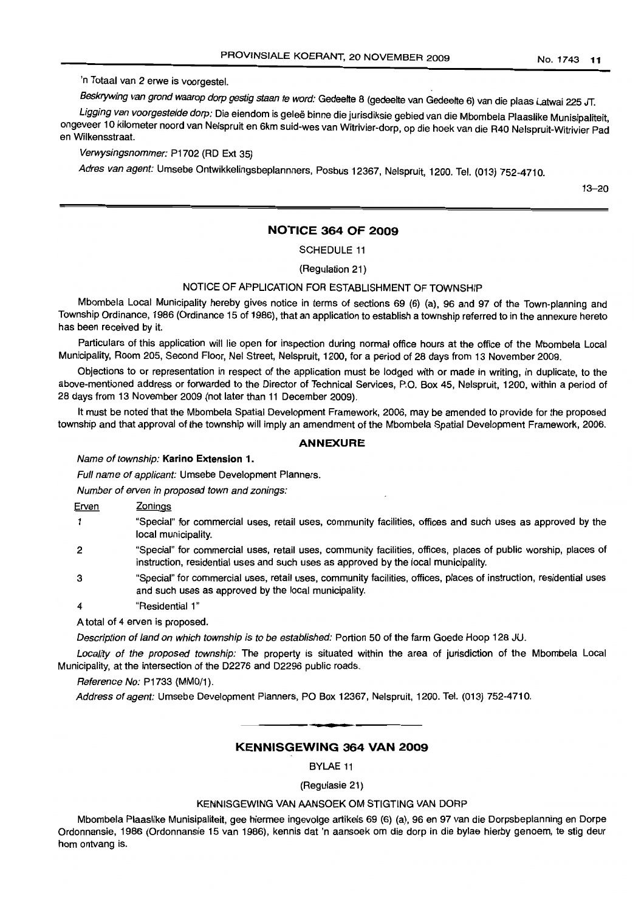'n Totaal van 2 erwe is voorgestel.

*Beskrywing van grond waarop dorp gestig staan te word:* Gedeelte 8 (gedeelte van Gedeelte 6) van die plaas Latwai 225 JT.

*Ligging van voorgestelde dorp:* Die eiendom is geleë binne die jurisdiksie gebied van die Mbombela Plaaslike Munisipaliteit, ongeveer 10 kilometer noord van Nelspruit en 6km suid-wes van Witrivier-dorp, op die hoek van die R40 Nelspruit-Witrivier Pad en Wilkensstraat.

*Verwysingsnommer:* P1702 (RD Ext 35)

*Adres van agent:* Umsebe Ontwikkelingsbeplannners, Posbus 12367, Nelspruit, 1200. Tel. (013) 752-4710.

13–20

## NOTICE 364 OF 2009

SCHEDULE 11

(Regulation 21)

NOTICE OF APPLICATION FOR ESTABLISHMENT OF TOWNSHIP

Mbombela Local Municipality hereby gives notice in terms of sections 69 (6) (a), 96 and 97 of the Town-planning and Township Ordinance, 1986 (Ordinance 15 of 1986), that an application to establish a township referred to in the annexure hereto has been received by it.

Particulars of this application will lie open for inspection during normal office hours at the office of the Mbombela Local Municipality, Room 205, Second Floor, Nel Street, Nelspruit, 1200, for a period of 28 days from 13 November 2009.

Objections to or representation in respect of the application must be lodged with or made in writing, in duplicate, to the above-mentioned address or forwarded to the Director of Technical Services, P.O. Box 45, Nelspruit, 1200, within a period of 28 days from 13 November 2009 (not later than 11 December 2009).

It must be noted that the Mbombela Spatial Development Framework, 2006, may be amended to provide for the proposed township and that approval of the township will imply an amendment of the Mbombela Spatial Development Framework, 2006.

### ANNEXURE

*Name of township:* **Karino Extension 1.**

*Full name of applicant:* Umsebe Development Planners.

*Number of erven in proposed town and zonings:*

| Erven | Zonings |
|---|---|
| 1 | "Special" for commercial uses, retail uses, community facilities, offices and such uses as approved by the local municipality. |
| 2 | "Special" for commercial uses, retail uses, community facilities, offices, places of public worship, places of instruction, residential uses and such uses as approved by the local municipality. |
| 3 | "Special" for commercial uses, retail uses, community facilities, offices, places of instruction, residential uses and such uses as approved by the local municipality. |
| 4 | "Residential 1" |

A total of 4 erven is proposed.

*Description of land on which township is to be established:* Portion 50 of the farm Goede Hoop 128 JU.

*Locality of the proposed township:* The property is situated within the area of jurisdiction of the Mbombela Local Municipality, at the intersection of the D2276 and D2296 public roads.

*Reference No:* P1733 (MM0/1).

*Address of agent:* Umsebe Development Planners, PO Box 12367, Nelspruit, 1200. Tel. (013) 752-4710.

## KENNISGEWING 364 VAN 2009

BYLAE 11

(Regulasie 21)

KENNISGEWING VAN AANSOEK OM STIGTING VAN DORP

Mbombela Plaaslike Munisipaliteit, gee hiermee ingevolge artikels 69 (6) (a), 96 en 97 van die Dorpsbeplanning en Dorpe Ordonnansie, 1986 (Ordonnansie 15 van 1986), kennis dat 'n aansoek om die dorp in die bylae hierby genoem, te stig deur hom ontvang is.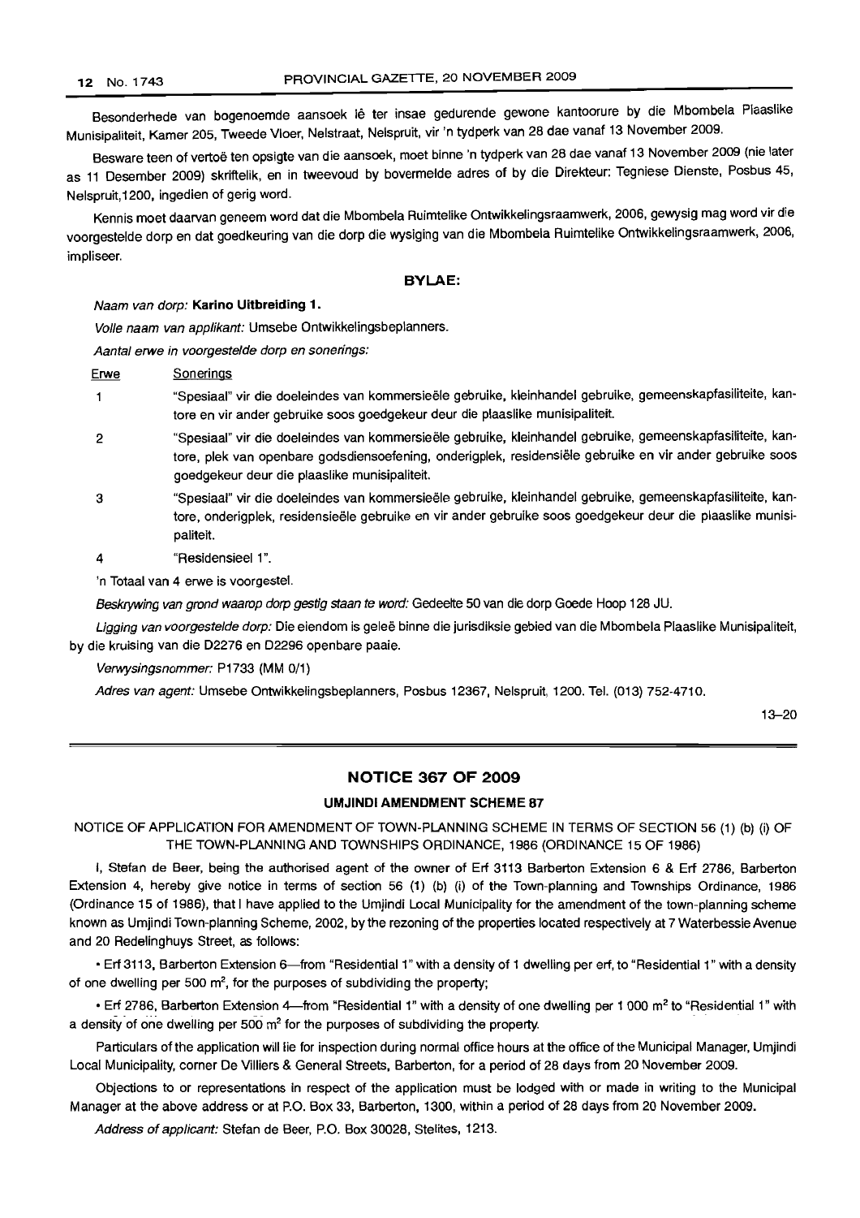Besonderhede van bogenoemde aansoek lê ter insae gedurende gewone kantoorure by die Mbombela Plaaslike Munisipaliteit, Kamer 205, Tweede Vloer, Nelstraat, Nelspruit, vir 'n tydperk van 28 dae vanaf 13 November 2009.

Besware teen of vertoë ten opsigte van die aansoek, moet binne 'n tydperk van 28 dae vanaf 13 November 2009 (nie later as 11 Desember 2009) skriftelik, en in tweevoud by bovermelde adres of by die Direkteur: Tegniese Dienste, Posbus 45, Nelspruit,1200, ingedien of gerig word.

Kennis moet daarvan geneem word dat die Mbombela Ruimtelike Ontwikkelingsraamwerk, 2006, gewysig mag word vir die voorgestelde dorp en dat goedkeuring van die dorp die wysiging van die Mbombela Ruimtelike Ontwikkelingsraamwerk, 2006, impliseer.

**BYLAE:**

*Naam van dorp:* **Karino Uitbreiding 1.**

*Volle naam van applikant:* Umsebe Ontwikkelingsbeplanners.

*Aantal erwe in voorgestelde dorp en sonerings:*

| Erwe | Sonerings |
|---|---|
| 1 | "Spesiaal" vir die doeleindes van kommersieële gebruike, kleinhandel gebruike, gemeenskapfasiliteite, kantore en vir ander gebruike soos goedgekeur deur die plaaslike munisipaliteit. |
| 2 | "Spesiaal" vir die doeleindes van kommersieële gebruike, kleinhandel gebruike, gemeenskapfasiliteite, kantore, plek van openbare godsdiensoefening, onderigplek, residensiële gebruike en vir ander gebruike soos goedgekeur deur die plaaslike munisipaliteit. |
| 3 | "Spesiaal" vir die doeleindes van kommersieële gebruike, kleinhandel gebruike, gemeenskapfasiliteite, kantore, onderigplek, residensieële gebruike en vir ander gebruike soos goedgekeur deur die plaaslike munisipaliteit. |
| 4 | "Residensieel 1". |

'n Totaal van 4 erwe is voorgestel.

*Beskrywing van grond waarop dorp gestig staan te word:* Gedeelte 50 van die dorp Goede Hoop 128 JU.

*Ligging van voorgestelde dorp:* Die eiendom is geleë binne die jurisdiksie gebied van die Mbombela Plaaslike Munisipaliteit, by die kruising van die D2276 en D2296 openbare paaie.

*Verwysingsnommer:* P1733 (MM 0/1)

*Adres van agent:* Umsebe Ontwikkelingsbeplanners, Posbus 12367, Nelspruit, 1200. Tel. (013) 752-4710.

13–20

---

## NOTICE 367 OF 2009

### UMJINDI AMENDMENT SCHEME 87

NOTICE OF APPLICATION FOR AMENDMENT OF TOWN-PLANNING SCHEME IN TERMS OF SECTION 56 (1) (b) (i) OF THE TOWN-PLANNING AND TOWNSHIPS ORDINANCE, 1986 (ORDINANCE 15 OF 1986)

I, Stefan de Beer, being the authorised agent of the owner of Erf 3113 Barberton Extension 6 & Erf 2786, Barberton Extension 4, hereby give notice in terms of section 56 (1) (b) (i) of the Town-planning and Townships Ordinance, 1986 (Ordinance 15 of 1986), that I have applied to the Umjindi Local Municipality for the amendment of the town-planning scheme known as Umjindi Town-planning Scheme, 2002, by the rezoning of the properties located respectively at 7 Waterbessie Avenue and 20 Redelinghuys Street, as follows:

- Erf 3113, Barberton Extension 6—from "Residential 1" with a density of 1 dwelling per erf, to "Residential 1" with a density of one dwelling per 500 m$^2$, for the purposes of subdividing the property;
- Erf 2786, Barberton Extension 4—from "Residential 1" with a density of one dwelling per 1 000 m$^2$ to "Residential 1" with a density of one dwelling per 500 m$^2$ for the purposes of subdividing the property.

Particulars of the application will lie for inspection during normal office hours at the office of the Municipal Manager, Umjindi Local Municipality, corner De Villiers & General Streets, Barberton, for a period of 28 days from 20 November 2009.

Objections to or representations in respect of the application must be lodged with or made in writing to the Municipal Manager at the above address or at P.O. Box 33, Barberton, 1300, within a period of 28 days from 20 November 2009.

*Address of applicant:* Stefan de Beer, P.O. Box 30028, Stelites, 1213.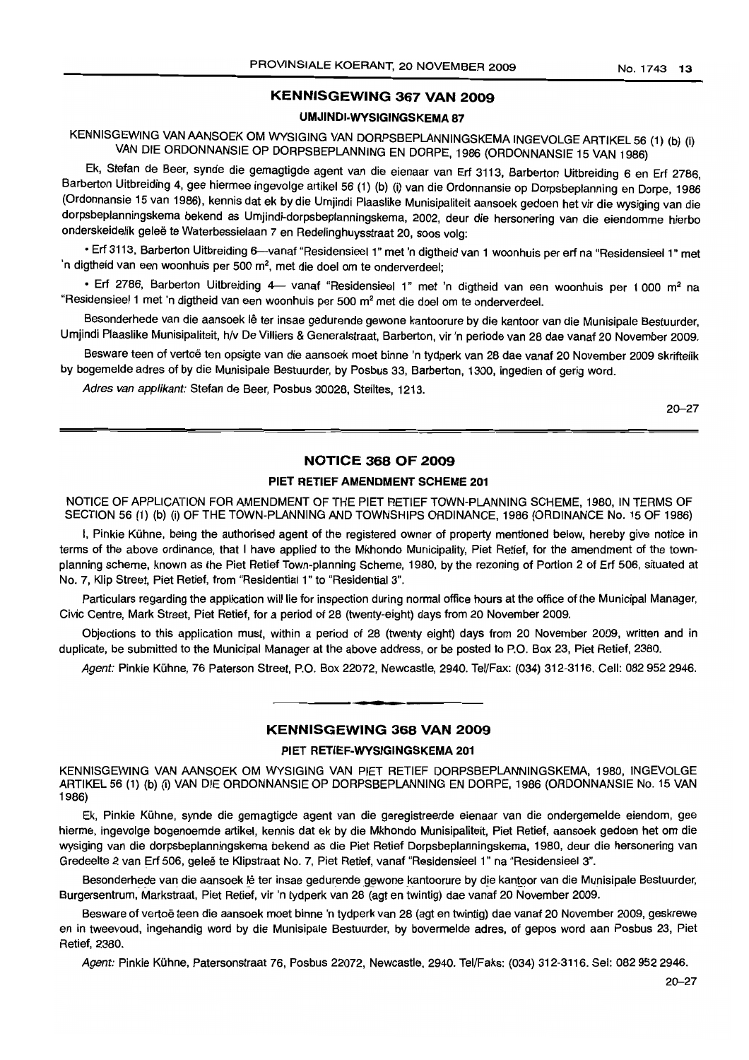## KENNISGEWING 367 VAN 2009

### UMJINDI-WYSIGINGSKEMA 87

KENNISGEWING VAN AANSOEK OM WYSIGING VAN DORPSBEPLANNINGSKEMA INGEVOLGE ARTIKEL 56 (1) (b) (i) VAN DIE ORDONNANSIE OP DORPSBEPLANNING EN DORPE, 1986 (ORDONNANSIE 15 VAN 1986)

Ek, Stefan de Beer, synde die gemagtigde agent van die eienaar van Erf 3113, Barberton Uitbreiding 6 en Erf 2786, Barberton Uitbreiding 4, gee hiermee ingevolge artikel 56 (1) (b) (i) van die Ordonnansie op Dorpsbeplanning en Dorpe, 1986 (Ordonnansie 15 van 1986), kennis dat ek by die Umjindi Plaaslike Munisipaliteit aansoek gedoen het vir die wysiging van die dorpsbeplanningskema bekend as Umjindi-dorpsbeplanningskema, 2002, deur die hersonering van die eiendomme hierbo onderskeidelik geleë te Waterbessielaan 7 en Redelinghuysstraat 20, soos volg:

- Erf 3113, Barberton Uitbreiding 6—vanaf "Residensieel 1" met 'n digtheid van 1 woonhuis per erf na "Residensieel 1" met 'n digtheid van een woonhuis per 500 m², met die doel om te onderverdeel;
- Erf 2786, Barberton Uitbreiding 4— vanaf "Residensieel 1" met 'n digtheid van een woonhuis per 1 000 m² na "Residensieel 1 met 'n digtheid van een woonhuis per 500 m² met die doel om te onderverdeel.

Besonderhede van die aansoek lê ter insae gedurende gewone kantoorure by die kantoor van die Munisipale Bestuurder, Umjindi Plaaslike Munisipaliteit, h/v De Villiers & Generalstraat, Barberton, vir 'n periode van 28 dae vanaf 20 November 2009.

Besware teen of vertoë ten opsigte van die aansoek moet binne 'n tydperk van 28 dae vanaf 20 November 2009 skriftelik by bogemelde adres of by die Munisipale Bestuurder, by Posbus 33, Barberton, 1300, ingedien of gerig word.

*Adres van applikant:* Stefan de Beer, Posbus 30028, Steiltes, 1213.

20–27

## NOTICE 368 OF 2009

### PIET RETIEF AMENDMENT SCHEME 201

NOTICE OF APPLICATION FOR AMENDMENT OF THE PIET RETIEF TOWN-PLANNING SCHEME, 1980, IN TERMS OF SECTION 56 (1) (b) (i) OF THE TOWN-PLANNING AND TOWNSHIPS ORDINANCE, 1986 (ORDINANCE No. 15 OF 1986)

I, Pinkie Kühne, being the authorised agent of the registered owner of property mentioned below, hereby give notice in terms of the above ordinance, that I have applied to the Mkhondo Municipality, Piet Retief, for the amendment of the town-planning scheme, known as the Piet Retief Town-planning Scheme, 1980, by the rezoning of Portion 2 of Erf 506, situated at No. 7, Klip Street, Piet Retief, from "Residential 1" to "Residential 3".

Particulars regarding the application will lie for inspection during normal office hours at the office of the Municipal Manager, Civic Centre, Mark Street, Piet Retief, for a period of 28 (twenty-eight) days from 20 November 2009.

Objections to this application must, within a period of 28 (twenty eight) days from 20 November 2009, written and in duplicate, be submitted to the Municipal Manager at the above address, or be posted to P.O. Box 23, Piet Retief, 2380.

*Agent:* Pinkie Kühne, 76 Paterson Street, P.O. Box 22072, Newcastle, 2940. Tel/Fax: (034) 312-3116. Cell: 082 952 2946.

## KENNISGEWING 368 VAN 2009

### PIET RETIEF-WYSIGINGSKEMA 201

KENNISGEWING VAN AANSOEK OM WYSIGING VAN PIET RETIEF DORPSBEPLANNINGSKEMA, 1980, INGEVOLGE ARTIKEL 56 (1) (b) (i) VAN DIE ORDONNANSIE OP DORPSBEPLANNING EN DORPE, 1986 (ORDONNANSIE No. 15 VAN 1986)

Ek, Pinkie Kühne, synde die gemagtigde agent van die geregistreerde eienaar van die ondergemelde eiendom, gee hierme, ingevolge bogenoemde artikel, kennis dat ek by die Mkhondo Munisipaliteit, Piet Retief, aansoek gedoen het om die wysiging van die dorpsbeplanningskema bekend as die Piet Retief Dorpsbeplanningskema, 1980, deur die hersonering van Gedeelte 2 van Erf 506, geleë te Klipstraat No. 7, Piet Retief, vanaf "Residensieel 1" na "Residensieel 3".

Besonderhede van die aansoek lê ter insae gedurende gewone kantoorure by die kantoor van die Munisipale Bestuurder, Burgersentrum, Markstraat, Piet Retief, vir 'n tydperk van 28 (agt en twintig) dae vanaf 20 November 2009.

Besware of vertoë teen die aansoek moet binne 'n tydperk van 28 (agt en twintig) dae vanaf 20 November 2009, geskrewe en in tweevoud, ingehandig word by die Munisipale Bestuurder, by bovermelde adres, of gepos word aan Posbus 23, Piet Retief, 2380.

*Agent:* Pinkie Kühne, Patersonstraat 76, Posbus 22072, Newcastle, 2940. Tel/Faks: (034) 312-3116. Sel: 082 952 2946.

20–27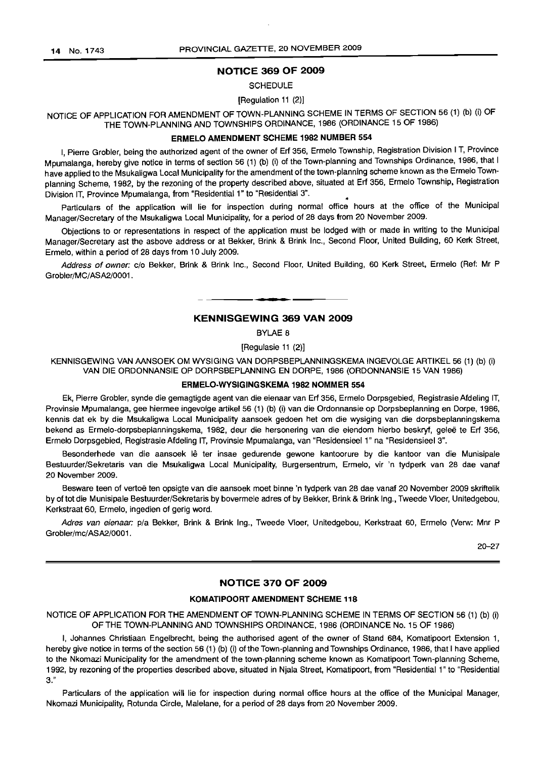## NOTICE 369 OF 2009

SCHEDULE

[Regulation 11 (2)]

NOTICE OF APPLICATION FOR AMENDMENT OF TOWN-PLANNING SCHEME IN TERMS OF SECTION 56 (1) (b) (i) OF THE TOWN-PLANNING AND TOWNSHIPS ORDINANCE, 1986 (ORDINANCE 15 OF 1986)

### ERMELO AMENDMENT SCHEME 1982 NUMBER 554

I, Pierre Grobler, being the authorized agent of the owner of Erf 356, Ermelo Township, Registration Division I T, Province Mpumalanga, hereby give notice in terms of section 56 (1) (b) (i) of the Town-planning and Townships Ordinance, 1986, that I have applied to the Msukaligwa Local Municipality for the amendment of the town-planning scheme known as the Ermelo Town-planning Scheme, 1982, by the rezoning of the property described above, situated at Erf 356, Ermelo Township, Registration Division IT, Province Mpumalanga, from "Residential 1" to "Residential 3".

Particulars of the application will lie for inspection during normal office hours at the office of the Municipal Manager/Secretary of the Msukaligwa Local Municipality, for a period of 28 days from 20 November 2009.

Objections to or representations in respect of the application must be lodged with or made in writing to the Municipal Manager/Secretary ast the asbove address or at Bekker, Brink & Brink Inc., Second Floor, United Building, 60 Kerk Street, Ermelo, within a period of 28 days from 10 July 2009.

*Address of owner:* c/o Bekker, Brink & Brink Inc., Second Floor, United Building, 60 Kerk Street, Ermelo (Ref: Mr P Grobler/MC/ASA2/0001.

---

## KENNISGEWING 369 VAN 2009

BYLAE 8

[Regulasie 11 (2)]

KENNISGEWING VAN AANSOEK OM WYSIGING VAN DORPSBEPLANNINGSKEMA INGEVOLGE ARTIKEL 56 (1) (b) (i) VAN DIE ORDONNANSIE OP DORPSBEPLANNING EN DORPE, 1986 (ORDONNANSIE 15 VAN 1986)

### ERMELO-WYSIGINGSKEMA 1982 NOMMER 554

Ek, Pierre Grobler, synde die gemagtigde agent van die eienaar van Erf 356, Ermelo Dorpsgebied, Registrasie Afdeling IT, Provinsie Mpumalanga, gee hiermee ingevolge artikel 56 (1) (b) (i) van die Ordonnansie op Dorpsbeplanning en Dorpe, 1986, kennis dat ek by die Msukaligwa Local Municipality aansoek gedoen het om die wysiging van die dorpsbeplanningskema bekend as Ermelo-dorpsbeplanningskema, 1982, deur die hersonering van die eiendom hierbo beskryf, geleë te Erf 356, Ermelo Dorpsgebied, Registrasie Afdeling IT, Provinsie Mpumalanga, van "Residensieel 1" na "Residensieel 3".

Besonderhede van die aansoek lê ter insae gedurende gewone kantoorure by die kantoor van die Munisipale Bestuurder/Sekretaris van die Msukaligwa Local Municipality, Burgersentrum, Ermelo, vir 'n tydperk van 28 dae vanaf 20 November 2009.

Besware teen of vertoë ten opsigte van die aansoek moet binne 'n tydperk van 28 dae vanaf 20 November 2009 skriftelik by of tot die Munisipale Bestuurder/Sekretaris by bovermele adres of by Bekker, Brink & Brink Ing., Tweede Vloer, Unitedgebou, Kerkstraat 60, Ermelo, ingedien of gerig word.

*Adres van eienaar:* p/a Bekker, Brink & Brink Ing., Tweede Vloer, Unitedgebou, Kerkstraat 60, Ermelo (Verw: Mnr P Grobler/mc/ASA2/0001.

20–27

---

## NOTICE 370 OF 2009

### KOMATIPOORT AMENDMENT SCHEME 118

NOTICE OF APPLICATION FOR THE AMENDMENT OF TOWN-PLANNING SCHEME IN TERMS OF SECTION 56 (1) (b) (i) OF THE TOWN-PLANNING AND TOWNSHIPS ORDINANCE, 1986 (ORDINANCE No. 15 OF 1986)

I, Johannes Christiaan Engelbrecht, being the authorised agent of the owner of Stand 684, Komatipoort Extension 1, hereby give notice in terms of the section 56 (1) (b) (i) of the Town-planning and Townships Ordinance, 1986, that I have applied to the Nkomazi Municipality for the amendment of the town-planning scheme known as Komatipoort Town-planning Scheme, 1992, by rezoning of the properties described above, situated in Njala Street, Komatipoort, from "Residential 1" to "Residential 3."

Particulars of the application will lie for inspection during normal office hours at the office of the Municipal Manager, Nkomazi Municipality, Rotunda Circle, Malelane, for a period of 28 days from 20 November 2009.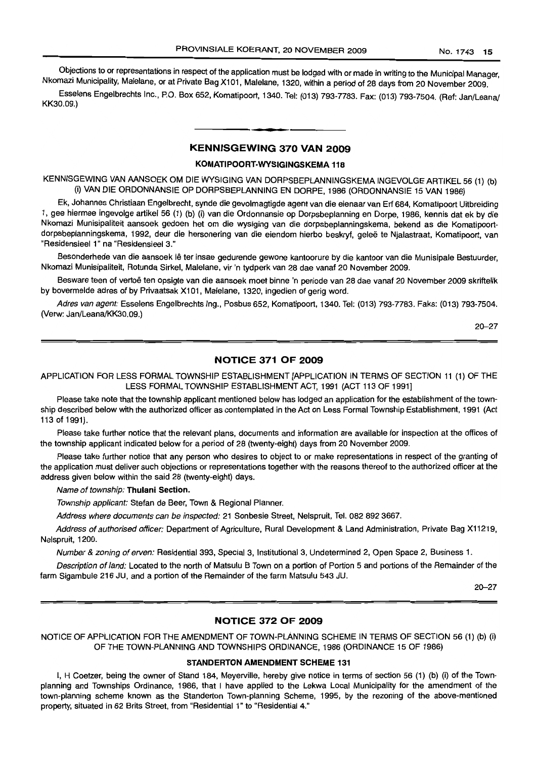Objections to or representations in respect of the application must be lodged with or made in writing to the Municipal Manager, Nkomazi Municipality, Malelane, or at Private Bag X101, Malelane, 1320, within a period of 28 days from 20 November 2009.

Esselens Engelbrechts Inc., P.O. Box 652, Komatipoort, 1340. Tel: (013) 793-7783. Fax: (013) 793-7504. (Ref: Jan/Leana/KK30.09.)

## KENNISGEWING 370 VAN 2009

### KOMATIPOORT-WYSIGINGSKEMA 118

KENNISGEWING VAN AANSOEK OM DIE WYSIGING VAN DORPSBEPLANNINGSKEMA INGEVOLGE ARTIKEL 56 (1) (b) (i) VAN DIE ORDONNANSIE OP DORPSBEPLANNING EN DORPE, 1986 (ORDONNANSIE 15 VAN 1986)

Ek, Johannes Christiaan Engelbrecht, synde die gevolmagtigde agent van die eienaar van Erf 684, Komatipoort Uitbreiding 1, gee hiermee ingevolge artikel 56 (1) (b) (i) van die Ordonnansie op Dorpsbeplanning en Dorpe, 1986, kennis dat ek by die Nkomazi Munisipaliteit aansoek gedoen het om die wysiging van die dorpsbeplanningskema, bekend as die Komatipoort-dorpsbeplanningskema, 1992, deur die hersonering van die eiendom hierbo beskryf, geleë te Njalastraat, Komatipoort, van "Residensieel 1" na "Residensieel 3."

Besonderhede van die aansoek lê ter insae gedurende gewone kantoorure by die kantoor van die Munisipale Bestuurder, Nkomazi Munisipaliteit, Rotunda Sirkel, Malelane, vir 'n tydperk van 28 dae vanaf 20 November 2009.

Besware teen of vertoë ten opsigte van die aansoek moet binne 'n periode van 28 dae vanaf 20 November 2009 skriftelik by bovermelde adres of by Privaatsak X101, Malelane, 1320, ingedien of gerig word.

*Adres van agent:* Esselens Engelbrechts Ing., Posbus 652, Komatipoort, 1340. Tel: (013) 793-7783. Faks: (013) 793-7504. (Verw: Jan/Leana/KK30.09.)

20–27

## NOTICE 371 OF 2009

APPLICATION FOR LESS FORMAL TOWNSHIP ESTABLISHMENT [APPLICATION IN TERMS OF SECTION 11 (1) OF THE LESS FORMAL TOWNSHIP ESTABLISHMENT ACT, 1991 (ACT 113 OF 1991]

Please take note that the township applicant mentioned below has lodged an application for the establishment of the township described below with the authorized officer as contemplated in the Act on Less Formal Township Establishment, 1991 (Act 113 of 1991).

Please take further notice that the relevant plans, documents and information are available for inspection at the offices of the township applicant indicated below for a period of 28 (twenty-eight) days from 20 November 2009.

Please take further notice that any person who desires to object to or make representations in respect of the granting of the application must deliver such objections or representations together with the reasons thereof to the authorized officer at the address given below within the said 28 (twenty-eight) days.

*Name of township:* **Thulani Section.**

*Township applicant:* Stefan de Beer, Town & Regional Planner.

*Address where documents can be inspected:* 21 Sonbesie Street, Nelspruit, Tel. 082 892 3667.

*Address of authorised officer:* Department of Agriculture, Rural Development & Land Administration, Private Bag X11219, Nelspruit, 1200.

*Number & zoning of erven:* Residential 393, Special 3, Institutional 3, Undetermined 2, Open Space 2, Business 1.

*Description of land:* Located to the north of Matsulu B Town on a portion of Portion 5 and portions of the Remainder of the farm Sigambule 216 JU, and a portion of the Remainder of the farm Matsulu 543 JU.

20–27

## NOTICE 372 OF 2009

NOTICE OF APPLICATION FOR THE AMENDMENT OF TOWN-PLANNING SCHEME IN TERMS OF SECTION 56 (1) (b) (i) OF THE TOWN-PLANNING AND TOWNSHIPS ORDINANCE, 1986 (ORDINANCE 15 OF 1986)

### STANDERTON AMENDMENT SCHEME 131

I, H Coetzer, being the owner of Stand 184, Meyerville, hereby give notice in terms of section 56 (1) (b) (i) of the Town-planning and Townships Ordinance, 1986, that I have applied to the Lekwa Local Municipality for the amendment of the town-planning scheme known as the Standerton Town-planning Scheme, 1995, by the rezoning of the above-mentioned property, situated in 62 Brits Street, from "Residential 1" to "Residential 4."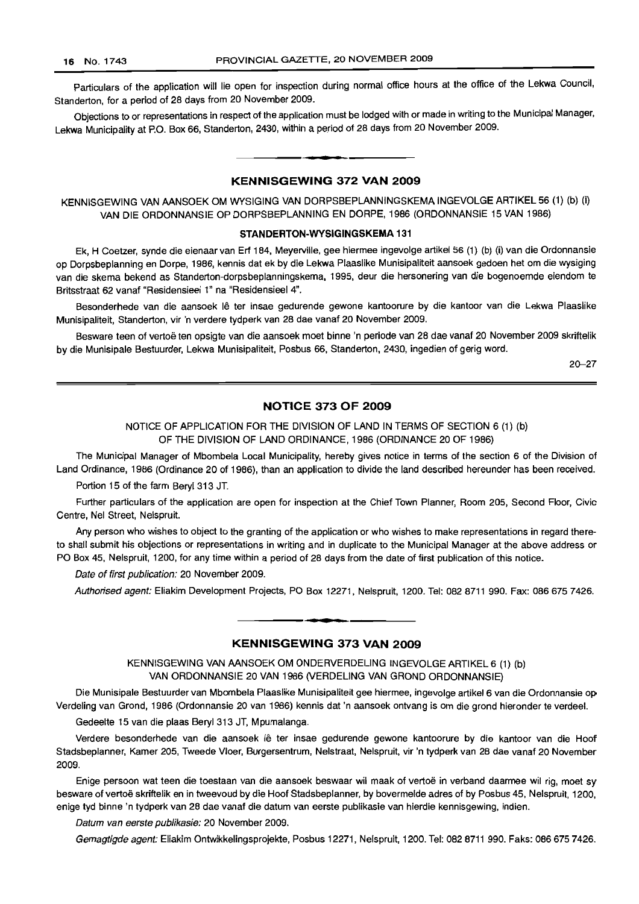Particulars of the application will lie open for inspection during normal office hours at the office of the Lekwa Council, Standerton, for a period of 28 days from 20 November 2009.

Objections to or representations in respect of the application must be lodged with or made in writing to the Municipal Manager, Lekwa Municipality at P.O. Box 66, Standerton, 2430, within a period of 28 days from 20 November 2009.

## KENNISGEWING 372 VAN 2009

KENNISGEWING VAN AANSOEK OM WYSIGING VAN DORPSBEPLANNINGSKEMA INGEVOLGE ARTIKEL 56 (1) (b) (i) VAN DIE ORDONNANSIE OP DORPSBEPLANNING EN DORPE, 1986 (ORDONNANSIE 15 VAN 1986)

**STANDERTON-WYSIGINGSKEMA 131**

Ek, H Coetzer, synde die eienaar van Erf 184, Meyerville, gee hiermee ingevolge artikel 56 (1) (b) (i) van die Ordonnansie op Dorpsbeplanning en Dorpe, 1986, kennis dat ek by die Lekwa Plaaslike Munisipaliteit aansoek gedoen het om die wysiging van die skema bekend as Standerton-dorpsbeplanningskema, 1995, deur die hersonering van die bogenoemde eiendom te Britsstraat 62 vanaf "Residensieel 1" na "Residensieel 4".

Besonderhede van die aansoek lê ter insae gedurende gewone kantoorure by die kantoor van die Lekwa Plaaslike Munisipaliteit, Standerton, vir 'n verdere tydperk van 28 dae vanaf 20 November 2009.

Besware teen of vertoë ten opsigte van die aansoek moet binne 'n periode van 28 dae vanaf 20 November 2009 skriftelik by die Munisipale Bestuurder, Lekwa Munisipaliteit, Posbus 66, Standerton, 2430, ingedien of gerig word.

20–27

## NOTICE 373 OF 2009

NOTICE OF APPLICATION FOR THE DIVISION OF LAND IN TERMS OF SECTION 6 (1) (b) OF THE DIVISION OF LAND ORDINANCE, 1986 (ORDINANCE 20 OF 1986)

The Municipal Manager of Mbombela Local Municipality, hereby gives notice in terms of the section 6 of the Division of Land Ordinance, 1986 (Ordinance 20 of 1986), than an application to divide the land described hereunder has been received.

Portion 15 of the farm Beryl 313 JT.

Further particulars of the application are open for inspection at the Chief Town Planner, Room 205, Second Floor, Civic Centre, Nel Street, Nelspruit.

Any person who wishes to object to the granting of the application or who wishes to make representations in regard thereto shall submit his objections or representations in writing and in duplicate to the Municipal Manager at the above address or PO Box 45, Nelspruit, 1200, for any time within a period of 28 days from the date of first publication of this notice.

*Date of first publication:* 20 November 2009.

*Authorised agent:* Eliakim Development Projects, PO Box 12271, Nelspruit, 1200. Tel: 082 8711 990. Fax: 086 675 7426.

## KENNISGEWING 373 VAN 2009

KENNISGEWING VAN AANSOEK OM ONDERVERDELING INGEVOLGE ARTIKEL 6 (1) (b) VAN ORDONNANSIE 20 VAN 1986 (VERDELING VAN GROND ORDONNANSIE)

Die Munisipale Bestuurder van Mbombela Plaaslike Munisipaliteit gee hiermee, ingevolge artikel 6 van die Ordonnansie op Verdeling van Grond, 1986 (Ordonnansie 20 van 1986) kennis dat 'n aansoek ontvang is om die grond hieronder te verdeel.

Gedeelte 15 van die plaas Beryl 313 JT, Mpumalanga.

Verdere besonderhede van die aansoek lê ter insae gedurende gewone kantoorure by die kantoor van die Hoof Stadsbeplanner, Kamer 205, Tweede Vloer, Burgersentrum, Nelstraat, Nelspruit, vir 'n tydperk van 28 dae vanaf 20 November 2009.

Enige persoon wat teen die toestaan van die aansoek beswaar wil maak of vertoë in verband daarmee wil rig, moet sy besware of vertoë skriftelik en in tweevoud by die Hoof Stadsbeplanner, by bovermelde adres of by Posbus 45, Nelspruit, 1200, enige tyd binne 'n tydperk van 28 dae vanaf die datum van eerste publikasie van hierdie kennisgewing, indien.

*Datum van eerste publikasie:* 20 November 2009.

*Gemagtigde agent:* Eliakim Ontwikkelingsprojekte, Posbus 12271, Nelspruit, 1200. Tel: 082 8711 990. Faks: 086 675 7426.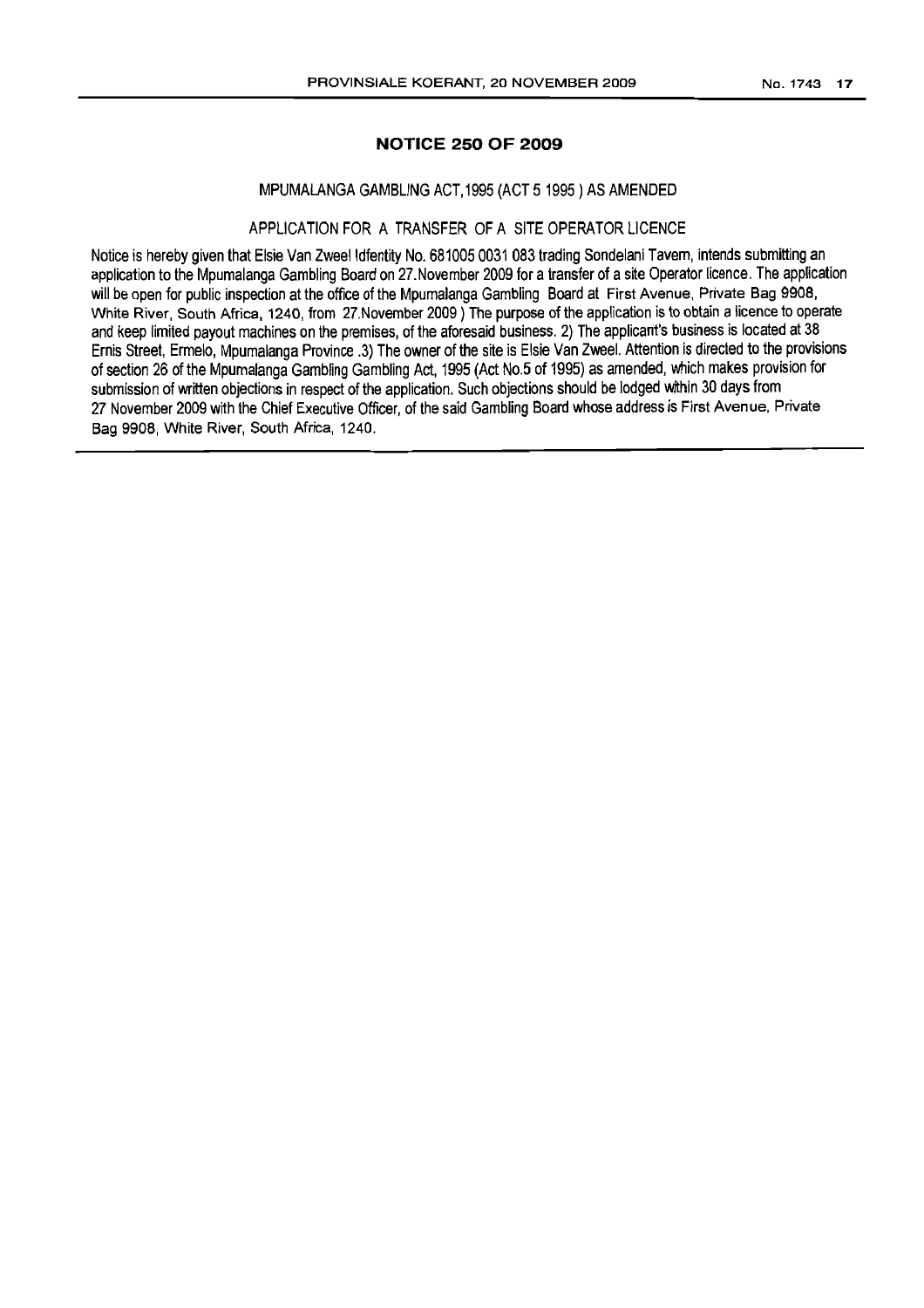## NOTICE 250 OF 2009

MPUMALANGA GAMBLING ACT, 1995 (ACT 5 1995 ) AS AMENDED

APPLICATION FOR A TRANSFER OF A SITE OPERATOR LICENCE

Notice is hereby given that Elsie Van Zweel Idfentity No. 681005 0031 083 trading Sondelani Tavern, intends submitting an application to the Mpumalanga Gambling Board on 27.November 2009 for a transfer of a site Operator licence. The application will be open for public inspection at the office of the Mpumalanga Gambling Board at First Avenue, Private Bag 9908, White River, South Africa, 1240, from 27.November 2009 ) The purpose of the application is to obtain a licence to operate and keep limited payout machines on the premises, of the aforesaid business. 2) The applicant's business is located at 38 Ernis Street, Ermelo, Mpumalanga Province .3) The owner of the site is Elsie Van Zweel. Attention is directed to the provisions of section 26 of the Mpumalanga Gambling Gambling Act, 1995 (Act No.5 of 1995) as amended, which makes provision for submission of written objections in respect of the application. Such objections should be lodged within 30 days from 27 November 2009 with the Chief Executive Officer, of the said Gambling Board whose address is First Avenue, Private Bag 9908, White River, South Africa, 1240.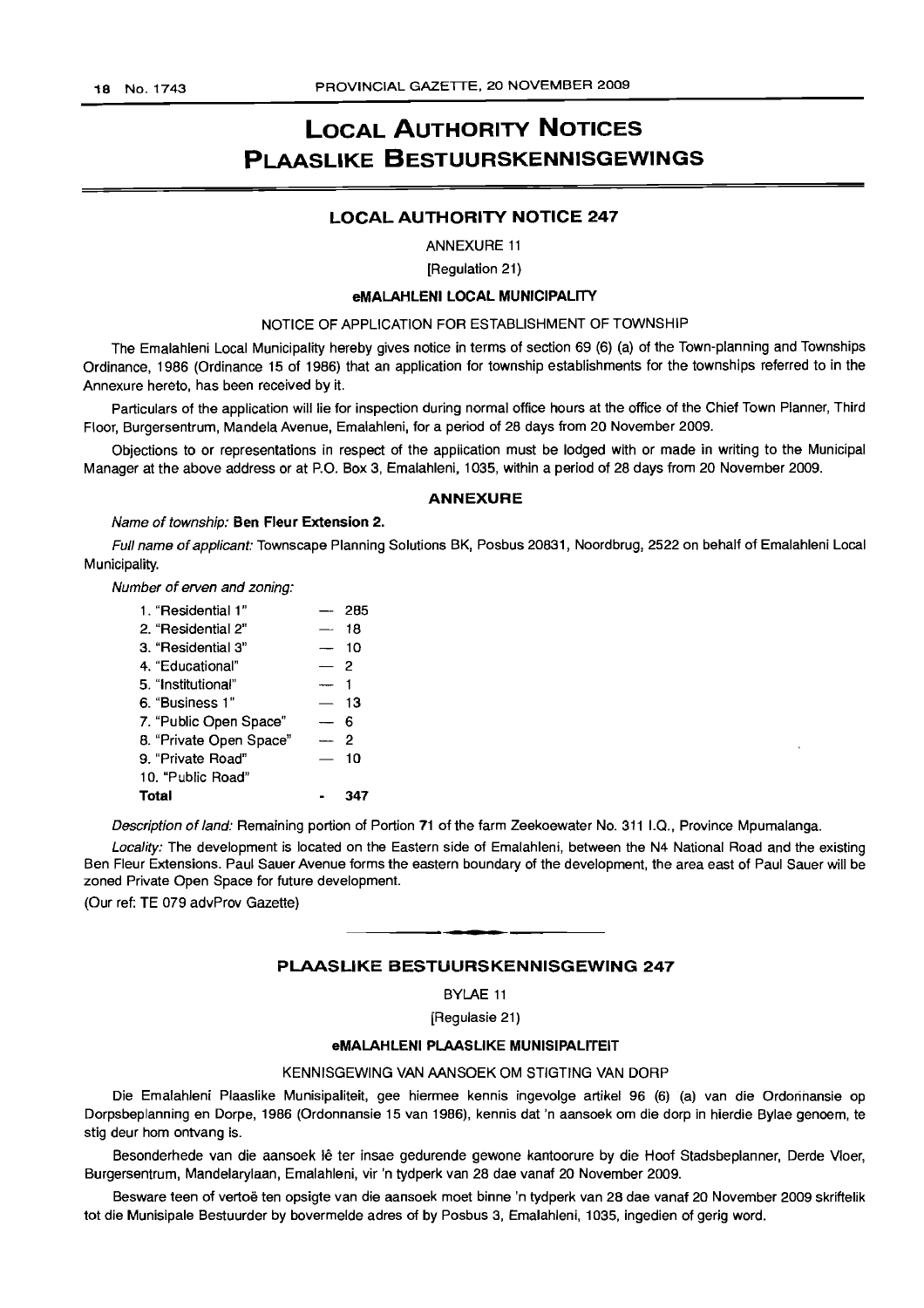# LOCAL AUTHORITY NOTICES
# PLAASLIKE BESTUURSKENNISGEWINGS

## LOCAL AUTHORITY NOTICE 247

ANNEXURE 11

[Regulation 21)

### eMALAHLENI LOCAL MUNICIPALITY

NOTICE OF APPLICATION FOR ESTABLISHMENT OF TOWNSHIP

The Emalahleni Local Municipality hereby gives notice in terms of section 69 (6) (a) of the Town-planning and Townships Ordinance, 1986 (Ordinance 15 of 1986) that an application for township establishments for the townships referred to in the Annexure hereto, has been received by it.

Particulars of the application will lie for inspection during normal office hours at the office of the Chief Town Planner, Third Floor, Burgersentrum, Mandela Avenue, Emalahleni, for a period of 28 days from 20 November 2009.

Objections to or representations in respect of the application must be lodged with or made in writing to the Municipal Manager at the above address or at P.O. Box 3, Emalahleni, 1035, within a period of 28 days from 20 November 2009.

### ANNEXURE

*Name of township:* **Ben Fleur Extension 2.**

*Full name of applicant:* Townscape Planning Solutions BK, Posbus 20831, Noordbrug, 2522 on behalf of Emalahleni Local Municipality.

*Number of erven and zoning:*

| | | |
|---|---|---|
| 1. "Residential 1" | — | 285 |
| 2. "Residential 2" | — | 18 |
| 3. "Residential 3" | — | 10 |
| 4. "Educational" | — | 2 |
| 5. "Institutional" | — | 1 |
| 6. "Business 1" | — | 13 |
| 7. "Public Open Space" | — | 6 |
| 8. "Private Open Space" | — | 2 |
| 9. "Private Road" | — | 10 |
| 10. "Public Road" | | |
| **Total** | - | **347** |

*Description of land:* Remaining portion of Portion 71 of the farm Zeekoewater No. 311 I.Q., Province Mpumalanga.

*Locality:* The development is located on the Eastern side of Emalahleni, between the N4 National Road and the existing Ben Fleur Extensions. Paul Sauer Avenue forms the eastern boundary of the development, the area east of Paul Sauer will be zoned Private Open Space for future development.

(Our ref: TE 079 advProv Gazette)

## PLAASLIKE BESTUURSKENNISGEWING 247

BYLAE 11

[Regulasie 21)

### eMALAHLENI PLAASLIKE MUNISIPALITEIT

KENNISGEWING VAN AANSOEK OM STIGTING VAN DORP

Die Emalahleni Plaaslike Munisipaliteit, gee hiermee kennis ingevolge artikel 96 (6) (a) van die Ordonnansie op Dorpsbeplanning en Dorpe, 1986 (Ordonnansie 15 van 1986), kennis dat 'n aansoek om die dorp in hierdie Bylae genoem, te stig deur hom ontvang is.

Besonderhede van die aansoek lê ter insae gedurende gewone kantoorure by die Hoof Stadsbeplanner, Derde Vloer, Burgersentrum, Mandelarylaan, Emalahleni, vir 'n tydperk van 28 dae vanaf 20 November 2009.

Besware teen of vertoë ten opsigte van die aansoek moet binne 'n tydperk van 28 dae vanaf 20 November 2009 skriftelik tot die Munisipale Bestuurder by bovermelde adres of by Posbus 3, Emalahleni, 1035, ingedien of gerig word.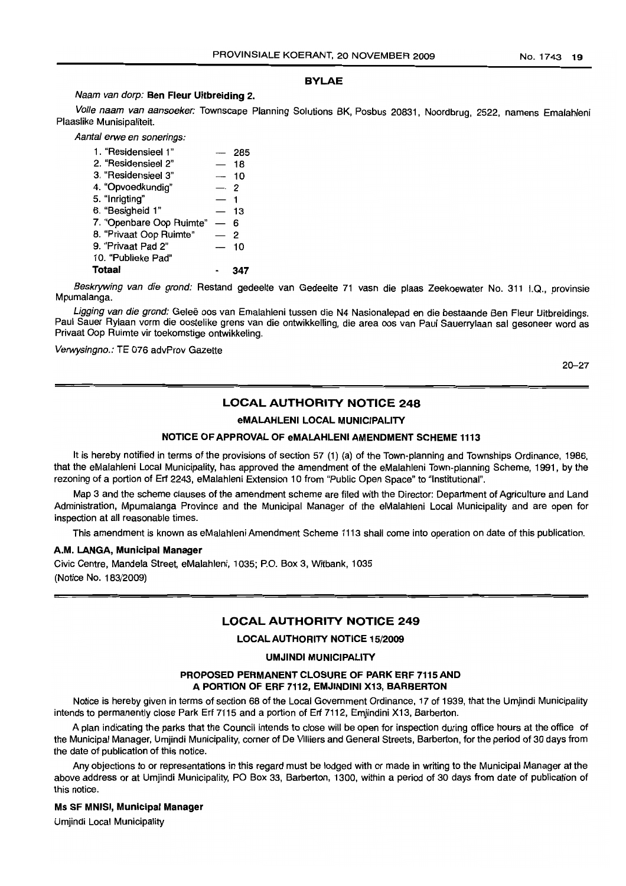## BYLAE

*Naam van dorp:* **Ben Fleur Uitbreiding 2.**

*Volle naam van aansoeker:* Townscape Planning Solutions BK, Posbus 20831, Noordbrug, 2522, namens Emalahleni Plaaslike Munisipaliteit.

*Aantal erwe en sonerings:*

| | |
|---|---|
| 1. "Residensieel 1" | — 285 |
| 2. "Residensieel 2" | — 18 |
| 3. "Residensieel 3" | — 10 |
| 4. "Opvoedkundig" | — 2 |
| 5. "Inrigting" | — 1 |
| 6. "Besigheid 1" | — 13 |
| 7. "Openbare Oop Ruimte" | — 6 |
| 8. "Privaat Oop Ruimte" | — 2 |
| 9. "Privaat Pad 2" | — 10 |
| 10. "Publieke Pad" | |
| **Totaal** | **347** |

*Beskrywing van die grond:* Restand gedeelte van Gedeelte 71 vasn die plaas Zeekoewater No. 311 I.Q., provinsie Mpumalanga.

*Ligging van die grond:* Geleë oos van Emalahleni tussen die N4 Nasionalepad en die bestaande Ben Fleur Uitbreidings. Paul Sauer Rylaan vorm die oostelike grens van die ontwikkelling, die area oos van Paul Sauerrylaan sal gesoneer word as Privaat Oop Ruimte vir toekomstige ontwikkeling.

*Verwysingno.:* TE 076 advProv Gazette

20–27

## LOCAL AUTHORITY NOTICE 248

### eMALAHLENI LOCAL MUNICIPALITY

### NOTICE OF APPROVAL OF eMALAHLENI AMENDMENT SCHEME 1113

It is hereby notified in terms of the provisions of section 57 (1) (a) of the Town-planning and Townships Ordinance, 1986, that the eMalahleni Local Municipality, has approved the amendment of the eMalahleni Town-planning Scheme, 1991, by the rezoning of a portion of Erf 2243, eMalahleni Extension 10 from "Public Open Space" to "Institutional".

Map 3 and the scheme clauses of the amendment scheme are filed with the Director: Department of Agriculture and Land Administration, Mpumalanga Province and the Municipal Manager of the eMalahleni Local Municipality and are open for inspection at all reasonable times.

This amendment is known as eMalahleni Amendment Scheme 1113 shall come into operation on date of this publication.

**A.M. LANGA, Municipal Manager**

Civic Centre, Mandela Street, eMalahleni, 1035; P.O. Box 3, Witbank, 1035
(Notice No. 183/2009)

## LOCAL AUTHORITY NOTICE 249

### LOCAL AUTHORITY NOTICE 15/2009

### UMJINDI MUNICIPALITY

### PROPOSED PERMANENT CLOSURE OF PARK ERF 7115 AND A PORTION OF ERF 7112, EMJINDINI X13, BARBERTON

Notice is hereby given in terms of section 68 of the Local Government Ordinance, 17 of 1939, that the Umjindi Municipality intends to permanently close Park Erf 7115 and a portion of Erf 7112, Emjindini X13, Barberton.

A plan indicating the parks that the Council intends to close will be open for inspection during office hours at the office of the Municipal Manager, Umjindi Municipality, corner of De Villiers and General Streets, Barberton, for the period of 30 days from the date of publication of this notice.

Any objections to or representations in this regard must be lodged with or made in writing to the Municipal Manager at the above address or at Umjindi Municipality, PO Box 33, Barberton, 1300, within a period of 30 days from date of publication of this notice.

**Ms SF MNISI, Municipal Manager**

Umjindi Local Municipality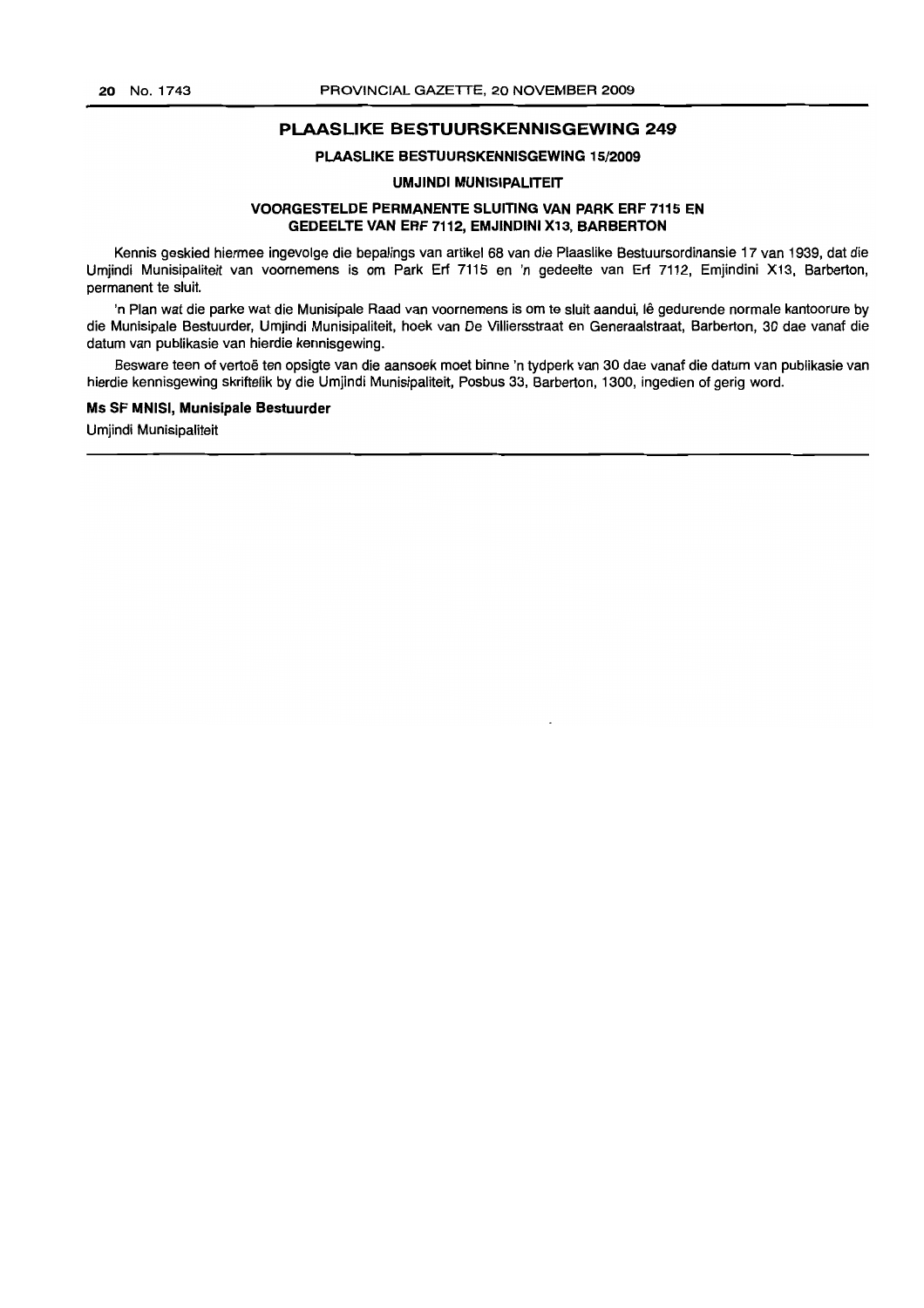## PLAASLIKE BESTUURSKENNISGEWING 249

### PLAASLIKE BESTUURSKENNISGEWING 15/2009

### UMJINDI MUNISIPALITEIT

### VOORGESTELDE PERMANENTE SLUITING VAN PARK ERF 7115 EN GEDEELTE VAN ERF 7112, EMJINDINI X13, BARBERTON

Kennis geskied hiermee ingevolge die bepalings van artikel 68 van die Plaaslike Bestuursordinansie 17 van 1939, dat die Umjindi Munisipaliteit van voornemens is om Park Erf 7115 en 'n gedeelte van Erf 7112, Emjindini X13, Barberton, permanent te sluit.

'n Plan wat die parke wat die Munisipale Raad van voornemens is om te sluit aandui, lê gedurende normale kantoorure by die Munisipale Bestuurder, Umjindi Munisipaliteit, hoek van De Villiersstraat en Generaalstraat, Barberton, 30 dae vanaf die datum van publikasie van hierdie kennisgewing.

Besware teen of vertoë ten opsigte van die aansoek moet binne 'n tydperk van 30 dae vanaf die datum van publikasie van hierdie kennisgewing skriftelik by die Umjindi Munisipaliteit, Posbus 33, Barberton, 1300, ingedien of gerig word.

**Ms SF MNISI, Munisipale Bestuurder**

Umjindi Munisipaliteit